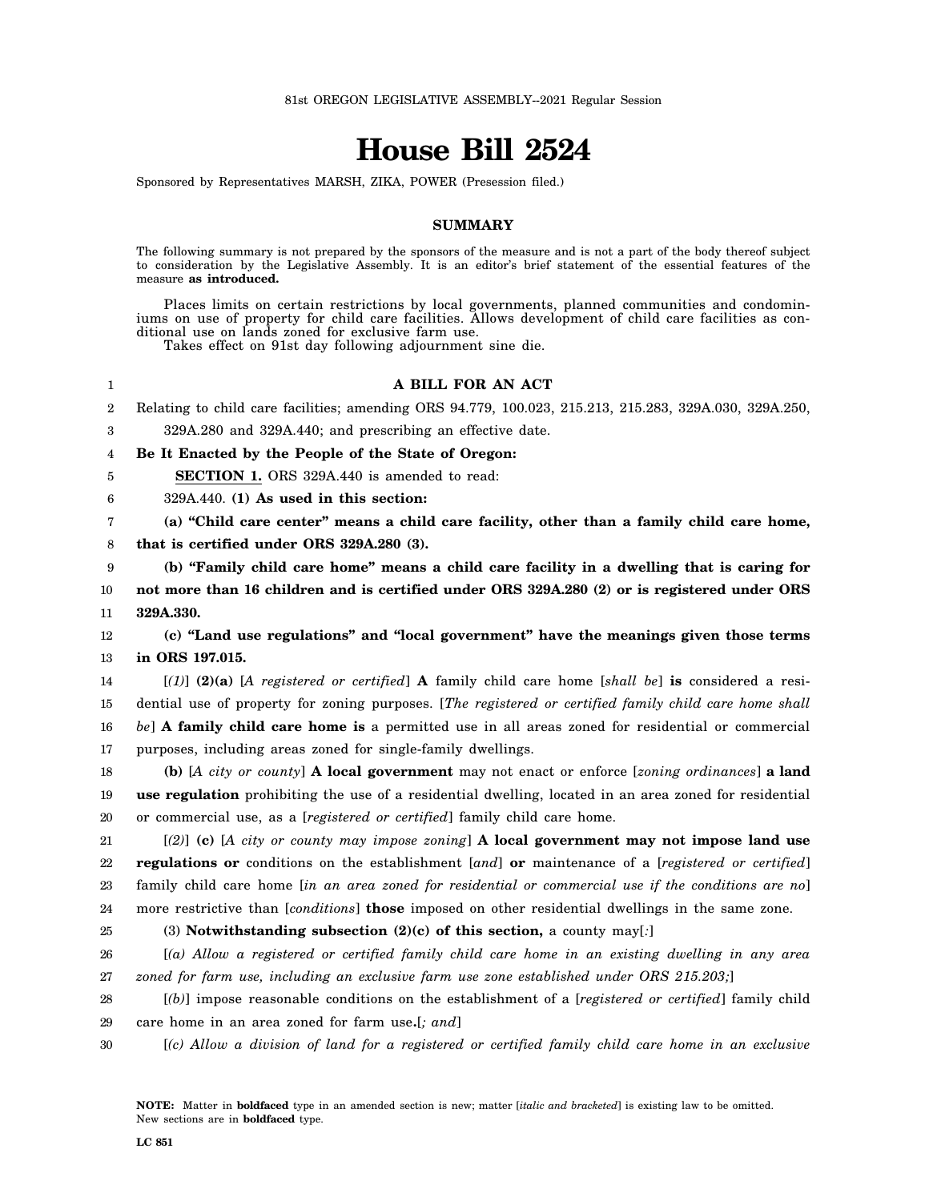81st OREGON LEGISLATIVE ASSEMBLY--2021 Regular Session

# House Bill 2524

Sponsored by Representatives MARSH, ZIKA, POWER (Presession filed.)

## SUMMARY

The following summary is not prepared by the sponsors of the measure and is not a part of the body thereof subject to consideration by the Legislative Assembly. It is an editor's brief statement of the essential features of the measure **as introduced.**

Places limits on certain restrictions by local governments, planned communities and condominiums on use of property for child care facilities. Allows development of child care facilities as conditional use on lands zoned for exclusive farm use.

Takes effect on 91st day following adjournment sine die.

**A BILL FOR AN ACT**

Relating to child care facilities; amending ORS 94.779, 100.023, 215.213, 215.283, 329A.030, 329A.250, 329A.280 and 329A.440; and prescribing an effective date.

**Be It Enacted by the People of the State of Oregon:**

**SECTION 1.** ORS 329A.440 is amended to read:

329A.440. **(1) As used in this section:**

**(a) "Child care center" means a child care facility, other than a family child care home, that is certified under ORS 329A.280 (3).**

**(b) "Family child care home" means a child care facility in a dwelling that is caring for not more than 16 children and is certified under ORS 329A.280 (2) or is registered under ORS 329A.330.**

**(c) "Land use regulations" and "local government" have the meanings given those terms in ORS 197.015.**

[*(1)*] **(2)(a)** [*A registered or certified*] **A** family child care home [*shall be*] **is** considered a residential use of property for zoning purposes. [*The registered or certified family child care home shall be*] **A family child care home is** a permitted use in all areas zoned for residential or commercial purposes, including areas zoned for single-family dwellings.

**(b)** [*A city or county*] **A local government** may not enact or enforce [*zoning ordinances*] **a land use regulation** prohibiting the use of a residential dwelling, located in an area zoned for residential or commercial use, as a [*registered or certified*] family child care home.

[*(2)*] **(c)** [*A city or county may impose zoning*] **A local government may not impose land use regulations or** conditions on the establishment [*and*] **or** maintenance of a [*registered or certified*] family child care home [*in an area zoned for residential or commercial use if the conditions are no*] more restrictive than [*conditions*] **those** imposed on other residential dwellings in the same zone.

(3) **Notwithstanding subsection (2)(c) of this section,** a county may[*:*]

[*(a) Allow a registered or certified family child care home in an existing dwelling in any area zoned for farm use, including an exclusive farm use zone established under ORS 215.203;*]

[*(b)*] impose reasonable conditions on the establishment of a [*registered or certified*] family child care home in an area zoned for farm use**.**[*; and*]

[*(c) Allow a division of land for a registered or certified family child care home in an exclusive*

**NOTE:** Matter in **boldfaced** type in an amended section is new; matter [*italic and bracketed*] is existing law to be omitted. New sections are in **boldfaced** type.

LC 851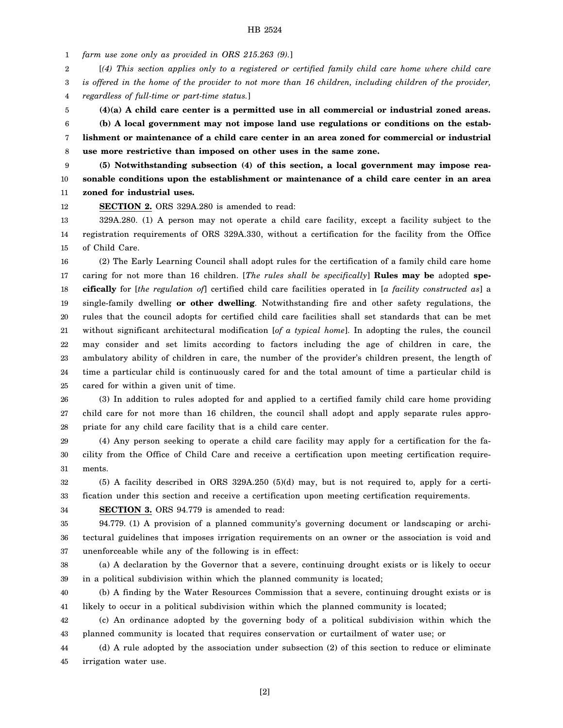*farm use zone only as provided in ORS 215.263 (9).*]

[*(4) This section applies only to a registered or certified family child care home where child care is offered in the home of the provider to not more than 16 children, including children of the provider, regardless of full-time or part-time status.*]

**(4)(a) A child care center is a permitted use in all commercial or industrial zoned areas.**

**(b) A local government may not impose land use regulations or conditions on the establishment or maintenance of a child care center in an area zoned for commercial or industrial use more restrictive than imposed on other uses in the same zone.**

**(5) Notwithstanding subsection (4) of this section, a local government may impose reasonable conditions upon the establishment or maintenance of a child care center in an area zoned for industrial uses.**

**SECTION 2.** ORS 329A.280 is amended to read:

329A.280. (1) A person may not operate a child care facility, except a facility subject to the registration requirements of ORS 329A.330, without a certification for the facility from the Office of Child Care.

(2) The Early Learning Council shall adopt rules for the certification of a family child care home caring for not more than 16 children. [*The rules shall be specifically*] **Rules may be** adopted **specifically** for [*the regulation of*] certified child care facilities operated in [*a facility constructed as*] a single-family dwelling **or other dwelling**. Notwithstanding fire and other safety regulations, the rules that the council adopts for certified child care facilities shall set standards that can be met without significant architectural modification [*of a typical home*]. In adopting the rules, the council may consider and set limits according to factors including the age of children in care, the ambulatory ability of children in care, the number of the provider's children present, the length of time a particular child is continuously cared for and the total amount of time a particular child is cared for within a given unit of time.

(3) In addition to rules adopted for and applied to a certified family child care home providing child care for not more than 16 children, the council shall adopt and apply separate rules appropriate for any child care facility that is a child care center.

(4) Any person seeking to operate a child care facility may apply for a certification for the facility from the Office of Child Care and receive a certification upon meeting certification requirements.

(5) A facility described in ORS 329A.250 (5)(d) may, but is not required to, apply for a certification under this section and receive a certification upon meeting certification requirements.

**SECTION 3.** ORS 94.779 is amended to read:

94.779. (1) A provision of a planned community's governing document or landscaping or architectural guidelines that imposes irrigation requirements on an owner or the association is void and unenforceable while any of the following is in effect:

(a) A declaration by the Governor that a severe, continuing drought exists or is likely to occur in a political subdivision within which the planned community is located;

(b) A finding by the Water Resources Commission that a severe, continuing drought exists or is likely to occur in a political subdivision within which the planned community is located;

(c) An ordinance adopted by the governing body of a political subdivision within which the planned community is located that requires conservation or curtailment of water use; or

(d) A rule adopted by the association under subsection (2) of this section to reduce or eliminate irrigation water use.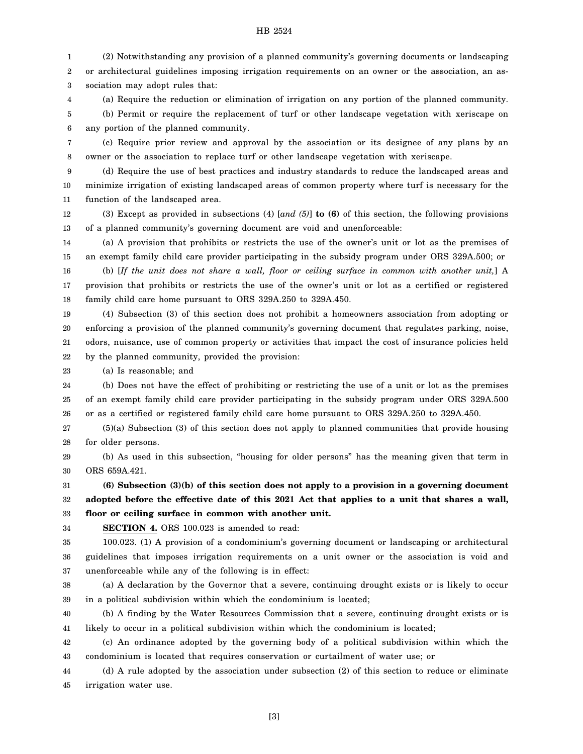(2) Notwithstanding any provision of a planned community's governing documents or landscaping or architectural guidelines imposing irrigation requirements on an owner or the association, an association may adopt rules that:

(a) Require the reduction or elimination of irrigation on any portion of the planned community.

(b) Permit or require the replacement of turf or other landscape vegetation with xeriscape on any portion of the planned community.

(c) Require prior review and approval by the association or its designee of any plans by an owner or the association to replace turf or other landscape vegetation with xeriscape.

(d) Require the use of best practices and industry standards to reduce the landscaped areas and minimize irrigation of existing landscaped areas of common property where turf is necessary for the function of the landscaped area.

(3) Except as provided in subsections (4) [*and (5)*] **to (6)** of this section, the following provisions of a planned community's governing document are void and unenforceable:

(a) A provision that prohibits or restricts the use of the owner's unit or lot as the premises of an exempt family child care provider participating in the subsidy program under ORS 329A.500; or

(b) [*If the unit does not share a wall, floor or ceiling surface in common with another unit,*] A provision that prohibits or restricts the use of the owner's unit or lot as a certified or registered family child care home pursuant to ORS 329A.250 to 329A.450.

(4) Subsection (3) of this section does not prohibit a homeowners association from adopting or enforcing a provision of the planned community's governing document that regulates parking, noise, odors, nuisance, use of common property or activities that impact the cost of insurance policies held by the planned community, provided the provision:

(a) Is reasonable; and

(b) Does not have the effect of prohibiting or restricting the use of a unit or lot as the premises of an exempt family child care provider participating in the subsidy program under ORS 329A.500 or as a certified or registered family child care home pursuant to ORS 329A.250 to 329A.450.

(5)(a) Subsection (3) of this section does not apply to planned communities that provide housing for older persons.

(b) As used in this subsection, "housing for older persons" has the meaning given that term in ORS 659A.421.

**(6) Subsection (3)(b) of this section does not apply to a provision in a governing document adopted before the effective date of this 2021 Act that applies to a unit that shares a wall, floor or ceiling surface in common with another unit.**

**SECTION 4.** ORS 100.023 is amended to read:

100.023. (1) A provision of a condominium's governing document or landscaping or architectural guidelines that imposes irrigation requirements on a unit owner or the association is void and unenforceable while any of the following is in effect:

(a) A declaration by the Governor that a severe, continuing drought exists or is likely to occur in a political subdivision within which the condominium is located;

(b) A finding by the Water Resources Commission that a severe, continuing drought exists or is likely to occur in a political subdivision within which the condominium is located;

(c) An ordinance adopted by the governing body of a political subdivision within which the condominium is located that requires conservation or curtailment of water use; or

(d) A rule adopted by the association under subsection (2) of this section to reduce or eliminate irrigation water use.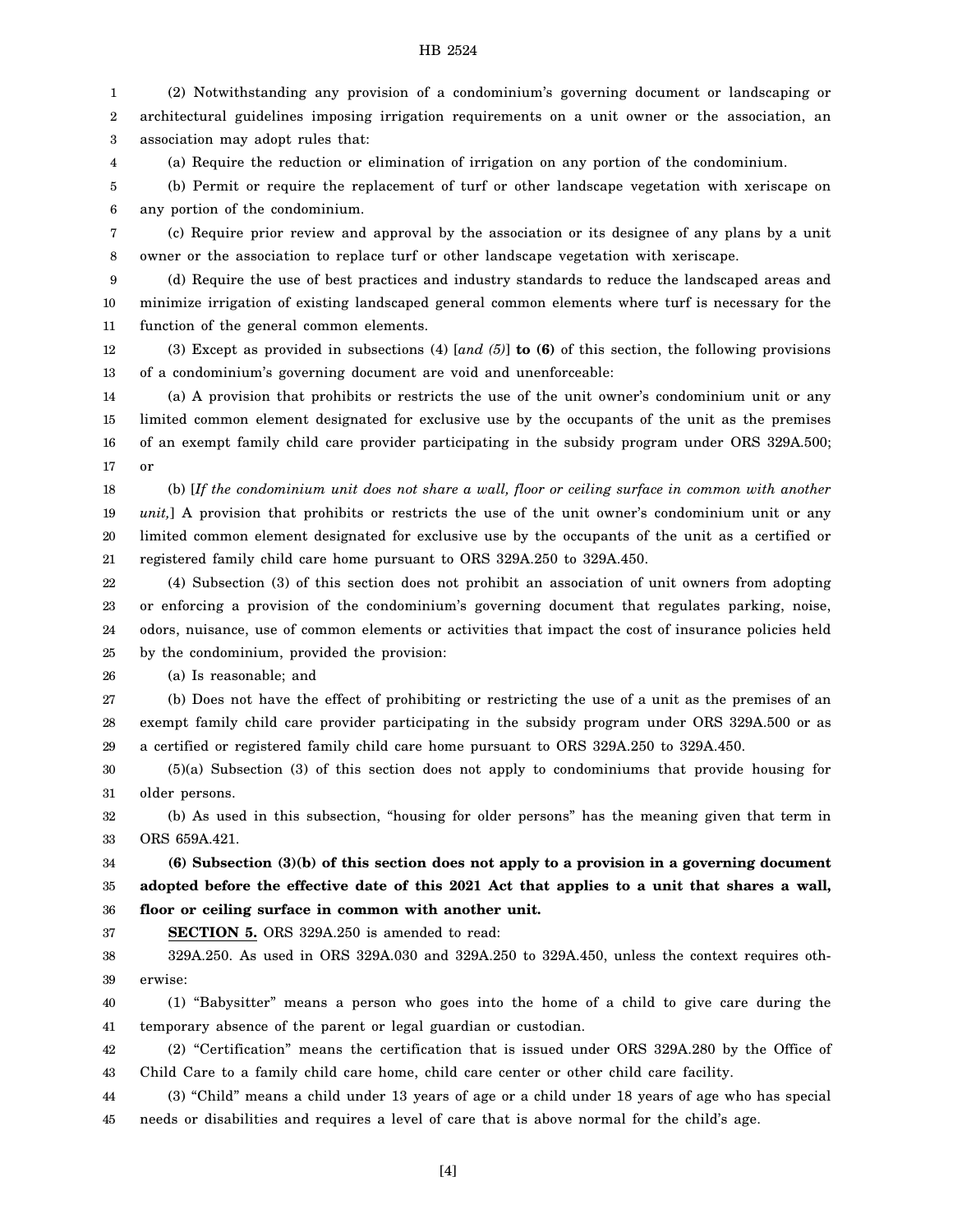(2) Notwithstanding any provision of a condominium's governing document or landscaping or architectural guidelines imposing irrigation requirements on a unit owner or the association, an association may adopt rules that:

(a) Require the reduction or elimination of irrigation on any portion of the condominium.

(b) Permit or require the replacement of turf or other landscape vegetation with xeriscape on any portion of the condominium.

(c) Require prior review and approval by the association or its designee of any plans by a unit owner or the association to replace turf or other landscape vegetation with xeriscape.

(d) Require the use of best practices and industry standards to reduce the landscaped areas and minimize irrigation of existing landscaped general common elements where turf is necessary for the function of the general common elements.

(3) Except as provided in subsections (4) [*and (5)*] **to (6)** of this section, the following provisions of a condominium's governing document are void and unenforceable:

(a) A provision that prohibits or restricts the use of the unit owner's condominium unit or any limited common element designated for exclusive use by the occupants of the unit as the premises of an exempt family child care provider participating in the subsidy program under ORS 329A.500; or

(b) [*If the condominium unit does not share a wall, floor or ceiling surface in common with another unit,*] A provision that prohibits or restricts the use of the unit owner's condominium unit or any limited common element designated for exclusive use by the occupants of the unit as a certified or registered family child care home pursuant to ORS 329A.250 to 329A.450.

(4) Subsection (3) of this section does not prohibit an association of unit owners from adopting or enforcing a provision of the condominium's governing document that regulates parking, noise, odors, nuisance, use of common elements or activities that impact the cost of insurance policies held by the condominium, provided the provision:

(a) Is reasonable; and

(b) Does not have the effect of prohibiting or restricting the use of a unit as the premises of an exempt family child care provider participating in the subsidy program under ORS 329A.500 or as a certified or registered family child care home pursuant to ORS 329A.250 to 329A.450.

(5)(a) Subsection (3) of this section does not apply to condominiums that provide housing for older persons.

(b) As used in this subsection, "housing for older persons" has the meaning given that term in ORS 659A.421.

**(6) Subsection (3)(b) of this section does not apply to a provision in a governing document adopted before the effective date of this 2021 Act that applies to a unit that shares a wall, floor or ceiling surface in common with another unit.**

**SECTION 5.** ORS 329A.250 is amended to read:

329A.250. As used in ORS 329A.030 and 329A.250 to 329A.450, unless the context requires otherwise:

(1) "Babysitter" means a person who goes into the home of a child to give care during the temporary absence of the parent or legal guardian or custodian.

(2) "Certification" means the certification that is issued under ORS 329A.280 by the Office of Child Care to a family child care home, child care center or other child care facility.

(3) "Child" means a child under 13 years of age or a child under 18 years of age who has special needs or disabilities and requires a level of care that is above normal for the child's age.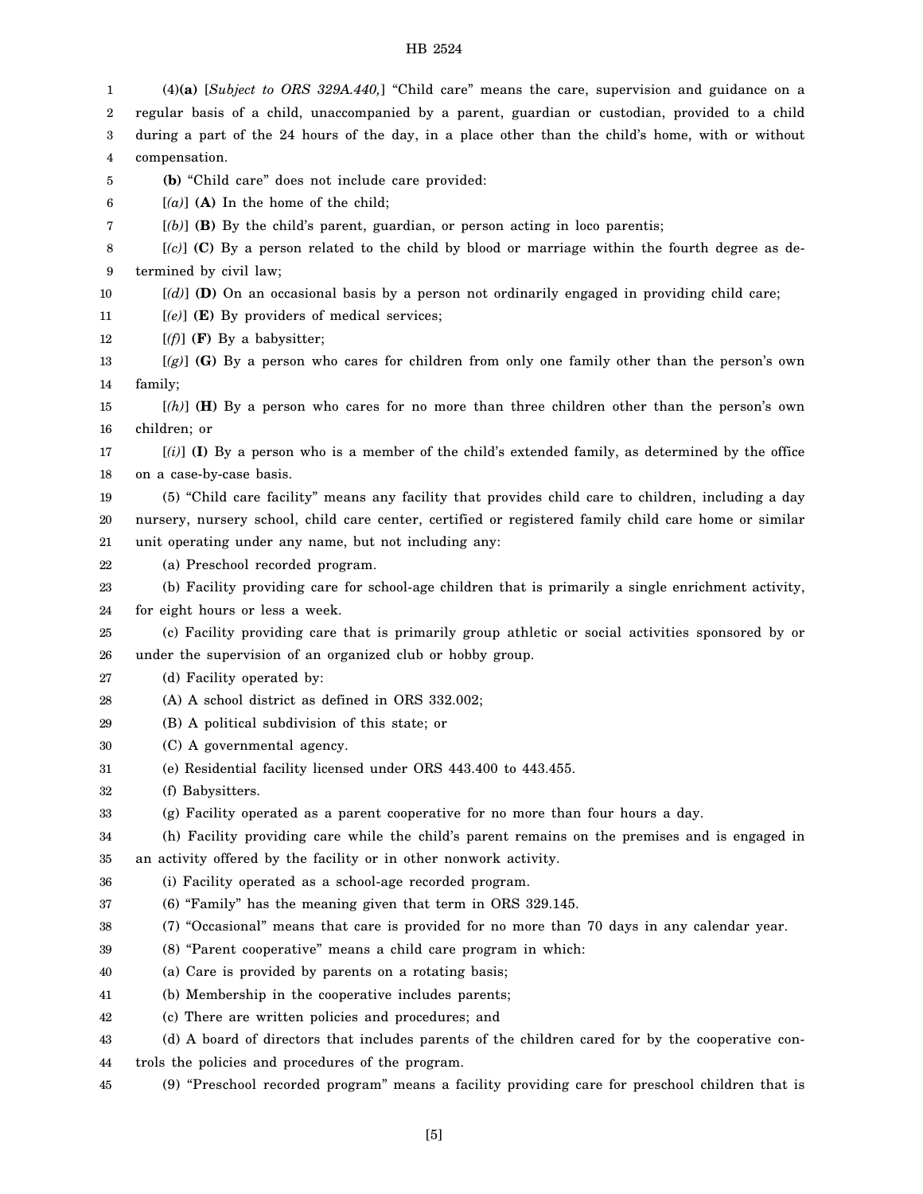(4)**(a)** [*Subject to ORS 329A.440,*] "Child care" means the care, supervision and guidance on a regular basis of a child, unaccompanied by a parent, guardian or custodian, provided to a child during a part of the 24 hours of the day, in a place other than the child's home, with or without compensation.

**(b)** "Child care" does not include care provided:

[*(a)*] **(A)** In the home of the child;

[*(b)*] **(B)** By the child's parent, guardian, or person acting in loco parentis;

[*(c)*] **(C)** By a person related to the child by blood or marriage within the fourth degree as determined by civil law;

[*(d)*] **(D)** On an occasional basis by a person not ordinarily engaged in providing child care;

[*(e)*] **(E)** By providers of medical services;

[*(f)*] **(F)** By a babysitter;

[*(g)*] **(G)** By a person who cares for children from only one family other than the person's own family;

[*(h)*] **(H)** By a person who cares for no more than three children other than the person's own children; or

[*(i)*] **(I)** By a person who is a member of the child's extended family, as determined by the office on a case-by-case basis.

(5) "Child care facility" means any facility that provides child care to children, including a day nursery, nursery school, child care center, certified or registered family child care home or similar unit operating under any name, but not including any:

(a) Preschool recorded program.

(b) Facility providing care for school-age children that is primarily a single enrichment activity, for eight hours or less a week.

(c) Facility providing care that is primarily group athletic or social activities sponsored by or under the supervision of an organized club or hobby group.

(d) Facility operated by:

(A) A school district as defined in ORS 332.002;

(B) A political subdivision of this state; or

(C) A governmental agency.

(e) Residential facility licensed under ORS 443.400 to 443.455.

(f) Babysitters.

(g) Facility operated as a parent cooperative for no more than four hours a day.

(h) Facility providing care while the child's parent remains on the premises and is engaged in an activity offered by the facility or in other nonwork activity.

(i) Facility operated as a school-age recorded program.

(6) "Family" has the meaning given that term in ORS 329.145.

(7) "Occasional" means that care is provided for no more than 70 days in any calendar year.

(8) "Parent cooperative" means a child care program in which:

(a) Care is provided by parents on a rotating basis;

(b) Membership in the cooperative includes parents;

(c) There are written policies and procedures; and

(d) A board of directors that includes parents of the children cared for by the cooperative controls the policies and procedures of the program.

(9) "Preschool recorded program" means a facility providing care for preschool children that is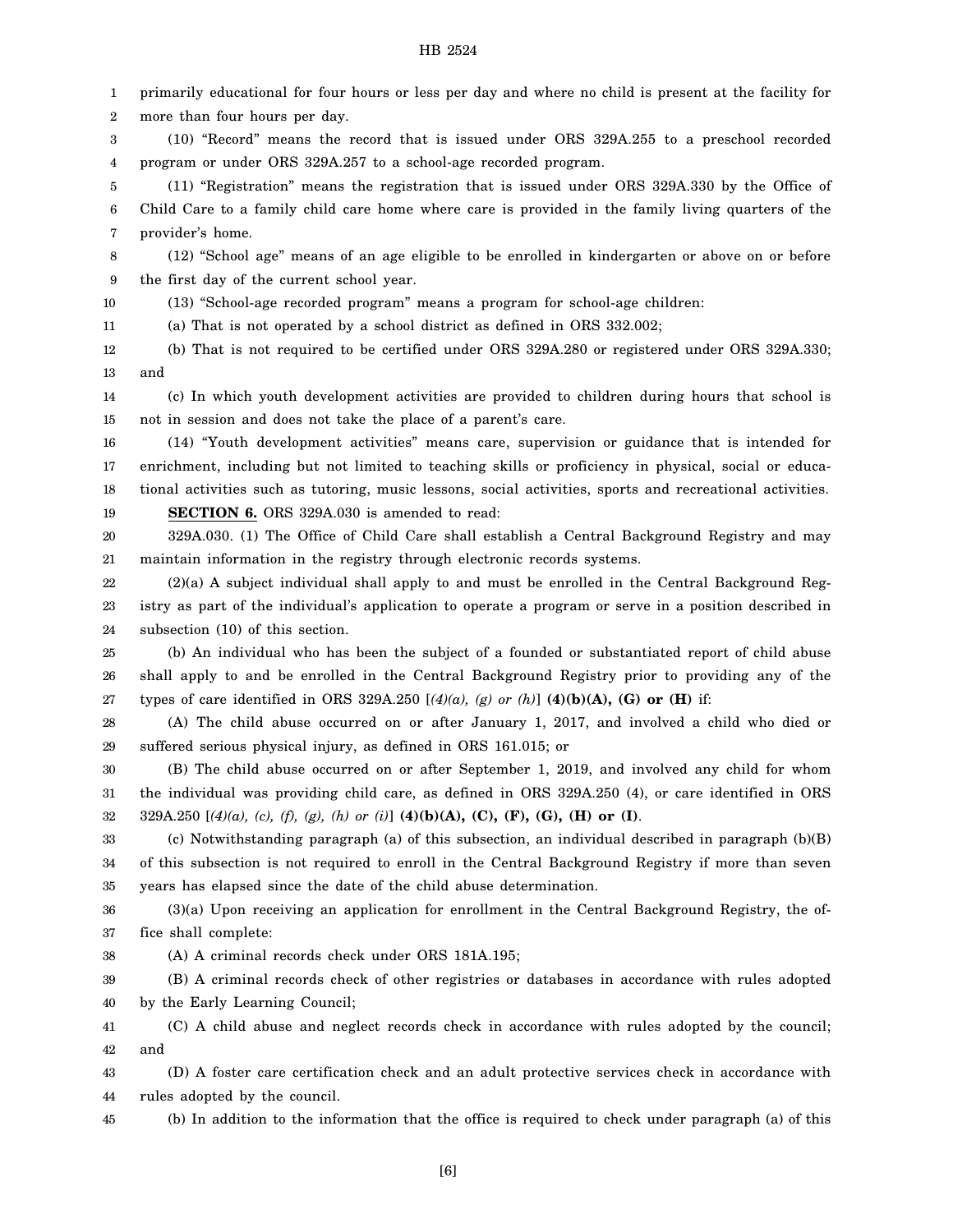primarily educational for four hours or less per day and where no child is present at the facility for more than four hours per day.

(10) "Record" means the record that is issued under ORS 329A.255 to a preschool recorded program or under ORS 329A.257 to a school-age recorded program.

(11) "Registration" means the registration that is issued under ORS 329A.330 by the Office of Child Care to a family child care home where care is provided in the family living quarters of the provider's home.

(12) "School age" means of an age eligible to be enrolled in kindergarten or above on or before the first day of the current school year.

(13) "School-age recorded program" means a program for school-age children:

(a) That is not operated by a school district as defined in ORS 332.002;

(b) That is not required to be certified under ORS 329A.280 or registered under ORS 329A.330; and

(c) In which youth development activities are provided to children during hours that school is not in session and does not take the place of a parent's care.

(14) "Youth development activities" means care, supervision or guidance that is intended for enrichment, including but not limited to teaching skills or proficiency in physical, social or educational activities such as tutoring, music lessons, social activities, sports and recreational activities.

**SECTION 6.** ORS 329A.030 is amended to read:

329A.030. (1) The Office of Child Care shall establish a Central Background Registry and may maintain information in the registry through electronic records systems.

(2)(a) A subject individual shall apply to and must be enrolled in the Central Background Registry as part of the individual's application to operate a program or serve in a position described in subsection (10) of this section.

(b) An individual who has been the subject of a founded or substantiated report of child abuse shall apply to and be enrolled in the Central Background Registry prior to providing any of the types of care identified in ORS 329A.250 [*(4)(a), (g) or (h)*] **(4)(b)(A), (G) or (H)** if:

(A) The child abuse occurred on or after January 1, 2017, and involved a child who died or suffered serious physical injury, as defined in ORS 161.015; or

(B) The child abuse occurred on or after September 1, 2019, and involved any child for whom the individual was providing child care, as defined in ORS 329A.250 (4), or care identified in ORS 329A.250 [*(4)(a), (c), (f), (g), (h) or (i)*] **(4)(b)(A), (C), (F), (G), (H) or (I)**.

(c) Notwithstanding paragraph (a) of this subsection, an individual described in paragraph (b)(B) of this subsection is not required to enroll in the Central Background Registry if more than seven years has elapsed since the date of the child abuse determination.

(3)(a) Upon receiving an application for enrollment in the Central Background Registry, the office shall complete:

(A) A criminal records check under ORS 181A.195;

(B) A criminal records check of other registries or databases in accordance with rules adopted by the Early Learning Council;

(C) A child abuse and neglect records check in accordance with rules adopted by the council; and

(D) A foster care certification check and an adult protective services check in accordance with rules adopted by the council.

(b) In addition to the information that the office is required to check under paragraph (a) of this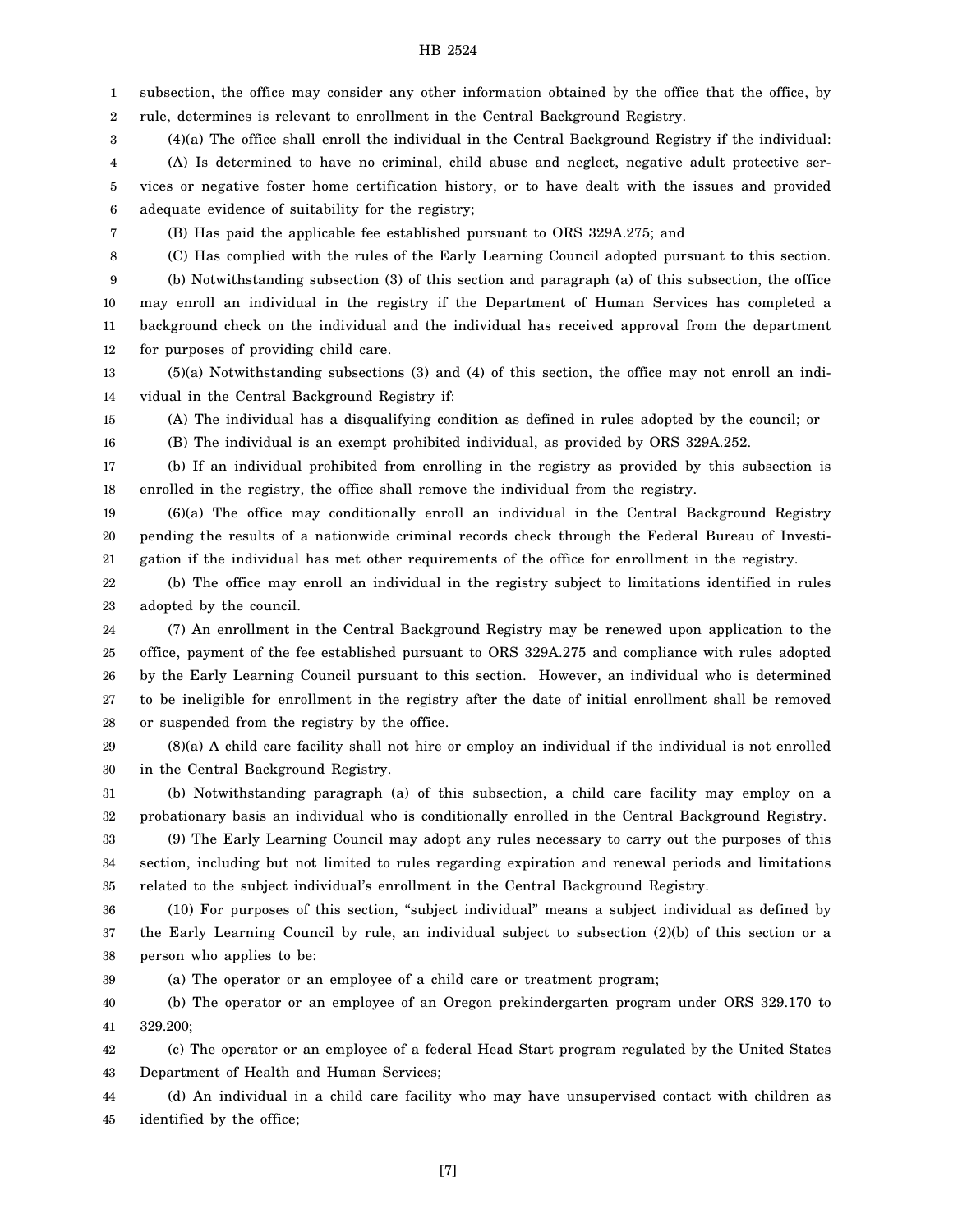subsection, the office may consider any other information obtained by the office that the office, by rule, determines is relevant to enrollment in the Central Background Registry.

(4)(a) The office shall enroll the individual in the Central Background Registry if the individual:

(A) Is determined to have no criminal, child abuse and neglect, negative adult protective services or negative foster home certification history, or to have dealt with the issues and provided adequate evidence of suitability for the registry;

(B) Has paid the applicable fee established pursuant to ORS 329A.275; and

(C) Has complied with the rules of the Early Learning Council adopted pursuant to this section.

(b) Notwithstanding subsection (3) of this section and paragraph (a) of this subsection, the office may enroll an individual in the registry if the Department of Human Services has completed a background check on the individual and the individual has received approval from the department for purposes of providing child care.

(5)(a) Notwithstanding subsections (3) and (4) of this section, the office may not enroll an individual in the Central Background Registry if:

(A) The individual has a disqualifying condition as defined in rules adopted by the council; or

(B) The individual is an exempt prohibited individual, as provided by ORS 329A.252.

(b) If an individual prohibited from enrolling in the registry as provided by this subsection is enrolled in the registry, the office shall remove the individual from the registry.

(6)(a) The office may conditionally enroll an individual in the Central Background Registry pending the results of a nationwide criminal records check through the Federal Bureau of Investigation if the individual has met other requirements of the office for enrollment in the registry.

(b) The office may enroll an individual in the registry subject to limitations identified in rules adopted by the council.

(7) An enrollment in the Central Background Registry may be renewed upon application to the office, payment of the fee established pursuant to ORS 329A.275 and compliance with rules adopted by the Early Learning Council pursuant to this section. However, an individual who is determined to be ineligible for enrollment in the registry after the date of initial enrollment shall be removed or suspended from the registry by the office.

(8)(a) A child care facility shall not hire or employ an individual if the individual is not enrolled in the Central Background Registry.

(b) Notwithstanding paragraph (a) of this subsection, a child care facility may employ on a probationary basis an individual who is conditionally enrolled in the Central Background Registry.

(9) The Early Learning Council may adopt any rules necessary to carry out the purposes of this section, including but not limited to rules regarding expiration and renewal periods and limitations related to the subject individual's enrollment in the Central Background Registry.

(10) For purposes of this section, "subject individual" means a subject individual as defined by the Early Learning Council by rule, an individual subject to subsection (2)(b) of this section or a person who applies to be:

(a) The operator or an employee of a child care or treatment program;

(b) The operator or an employee of an Oregon prekindergarten program under ORS 329.170 to 329.200;

(c) The operator or an employee of a federal Head Start program regulated by the United States Department of Health and Human Services;

(d) An individual in a child care facility who may have unsupervised contact with children as identified by the office;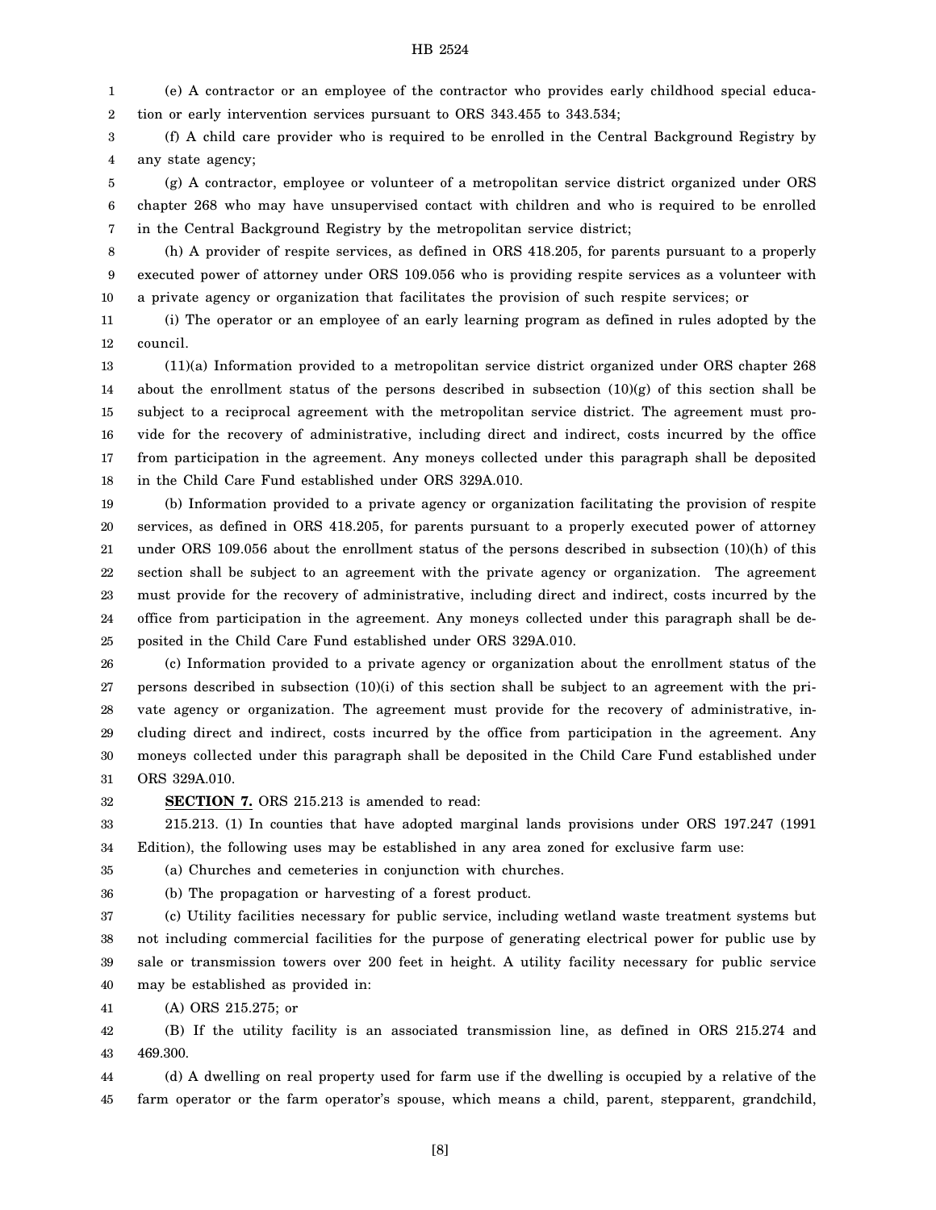(e) A contractor or an employee of the contractor who provides early childhood special education or early intervention services pursuant to ORS 343.455 to 343.534;

(f) A child care provider who is required to be enrolled in the Central Background Registry by any state agency;

(g) A contractor, employee or volunteer of a metropolitan service district organized under ORS chapter 268 who may have unsupervised contact with children and who is required to be enrolled in the Central Background Registry by the metropolitan service district;

(h) A provider of respite services, as defined in ORS 418.205, for parents pursuant to a properly executed power of attorney under ORS 109.056 who is providing respite services as a volunteer with a private agency or organization that facilitates the provision of such respite services; or

(i) The operator or an employee of an early learning program as defined in rules adopted by the council.

(11)(a) Information provided to a metropolitan service district organized under ORS chapter 268 about the enrollment status of the persons described in subsection (10)(g) of this section shall be subject to a reciprocal agreement with the metropolitan service district. The agreement must provide for the recovery of administrative, including direct and indirect, costs incurred by the office from participation in the agreement. Any moneys collected under this paragraph shall be deposited in the Child Care Fund established under ORS 329A.010.

(b) Information provided to a private agency or organization facilitating the provision of respite services, as defined in ORS 418.205, for parents pursuant to a properly executed power of attorney under ORS 109.056 about the enrollment status of the persons described in subsection (10)(h) of this section shall be subject to an agreement with the private agency or organization. The agreement must provide for the recovery of administrative, including direct and indirect, costs incurred by the office from participation in the agreement. Any moneys collected under this paragraph shall be deposited in the Child Care Fund established under ORS 329A.010.

(c) Information provided to a private agency or organization about the enrollment status of the persons described in subsection (10)(i) of this section shall be subject to an agreement with the private agency or organization. The agreement must provide for the recovery of administrative, including direct and indirect, costs incurred by the office from participation in the agreement. Any moneys collected under this paragraph shall be deposited in the Child Care Fund established under ORS 329A.010.

**SECTION 7.** ORS 215.213 is amended to read:

215.213. (1) In counties that have adopted marginal lands provisions under ORS 197.247 (1991 Edition), the following uses may be established in any area zoned for exclusive farm use:

(a) Churches and cemeteries in conjunction with churches.

(b) The propagation or harvesting of a forest product.

(c) Utility facilities necessary for public service, including wetland waste treatment systems but not including commercial facilities for the purpose of generating electrical power for public use by sale or transmission towers over 200 feet in height. A utility facility necessary for public service may be established as provided in:

(A) ORS 215.275; or

(B) If the utility facility is an associated transmission line, as defined in ORS 215.274 and 469.300.

(d) A dwelling on real property used for farm use if the dwelling is occupied by a relative of the farm operator or the farm operator's spouse, which means a child, parent, stepparent, grandchild,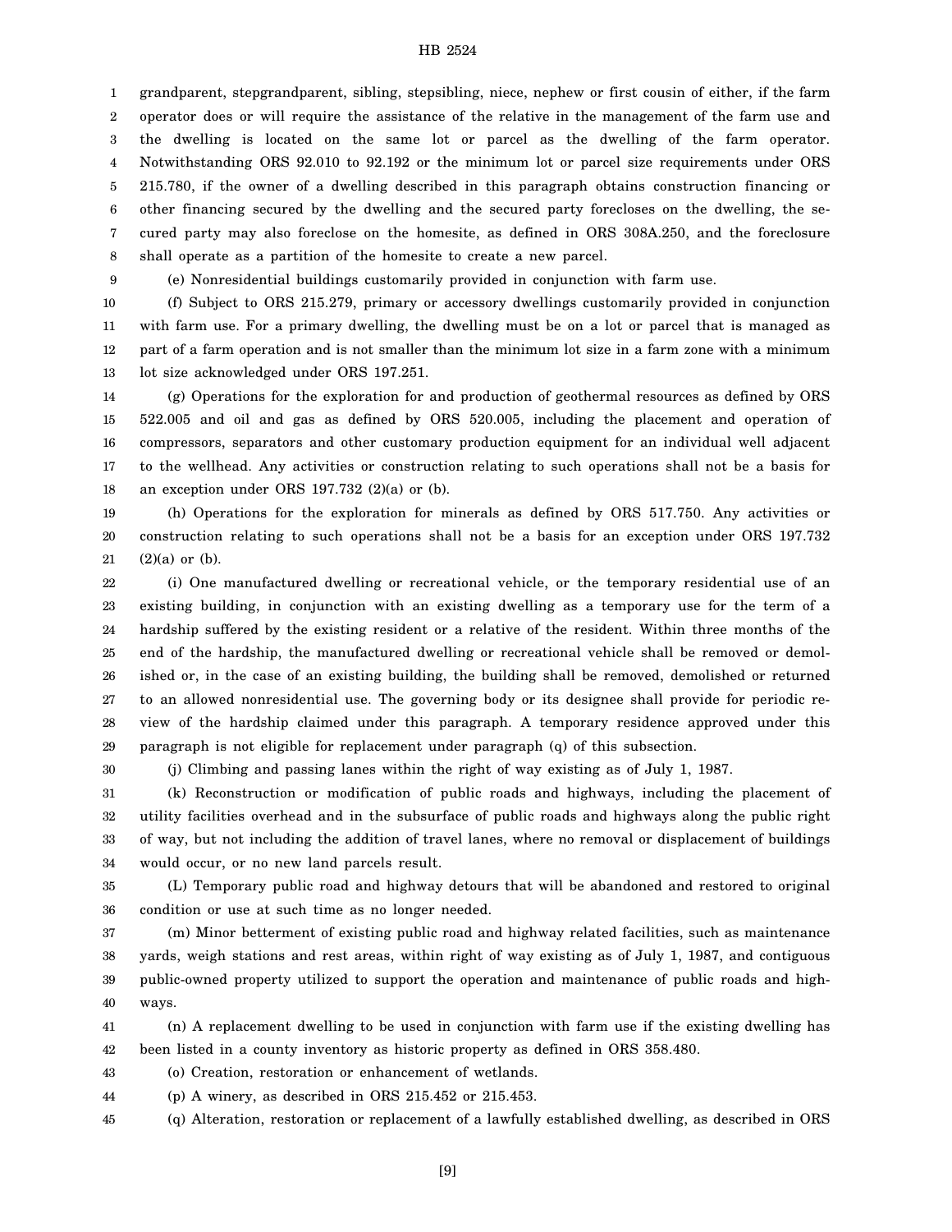grandparent, stepgrandparent, sibling, stepsibling, niece, nephew or first cousin of either, if the farm operator does or will require the assistance of the relative in the management of the farm use and the dwelling is located on the same lot or parcel as the dwelling of the farm operator. Notwithstanding ORS 92.010 to 92.192 or the minimum lot or parcel size requirements under ORS 215.780, if the owner of a dwelling described in this paragraph obtains construction financing or other financing secured by the dwelling and the secured party forecloses on the dwelling, the secured party may also foreclose on the homesite, as defined in ORS 308A.250, and the foreclosure shall operate as a partition of the homesite to create a new parcel.

(e) Nonresidential buildings customarily provided in conjunction with farm use.

(f) Subject to ORS 215.279, primary or accessory dwellings customarily provided in conjunction with farm use. For a primary dwelling, the dwelling must be on a lot or parcel that is managed as part of a farm operation and is not smaller than the minimum lot size in a farm zone with a minimum lot size acknowledged under ORS 197.251.

(g) Operations for the exploration for and production of geothermal resources as defined by ORS 522.005 and oil and gas as defined by ORS 520.005, including the placement and operation of compressors, separators and other customary production equipment for an individual well adjacent to the wellhead. Any activities or construction relating to such operations shall not be a basis for an exception under ORS 197.732 (2)(a) or (b).

(h) Operations for the exploration for minerals as defined by ORS 517.750. Any activities or construction relating to such operations shall not be a basis for an exception under ORS 197.732 (2)(a) or (b).

(i) One manufactured dwelling or recreational vehicle, or the temporary residential use of an existing building, in conjunction with an existing dwelling as a temporary use for the term of a hardship suffered by the existing resident or a relative of the resident. Within three months of the end of the hardship, the manufactured dwelling or recreational vehicle shall be removed or demolished or, in the case of an existing building, the building shall be removed, demolished or returned to an allowed nonresidential use. The governing body or its designee shall provide for periodic review of the hardship claimed under this paragraph. A temporary residence approved under this paragraph is not eligible for replacement under paragraph (q) of this subsection.

(j) Climbing and passing lanes within the right of way existing as of July 1, 1987.

(k) Reconstruction or modification of public roads and highways, including the placement of utility facilities overhead and in the subsurface of public roads and highways along the public right of way, but not including the addition of travel lanes, where no removal or displacement of buildings would occur, or no new land parcels result.

(L) Temporary public road and highway detours that will be abandoned and restored to original condition or use at such time as no longer needed.

(m) Minor betterment of existing public road and highway related facilities, such as maintenance yards, weigh stations and rest areas, within right of way existing as of July 1, 1987, and contiguous public-owned property utilized to support the operation and maintenance of public roads and highways.

(n) A replacement dwelling to be used in conjunction with farm use if the existing dwelling has been listed in a county inventory as historic property as defined in ORS 358.480.

(o) Creation, restoration or enhancement of wetlands.

(p) A winery, as described in ORS 215.452 or 215.453.

(q) Alteration, restoration or replacement of a lawfully established dwelling, as described in ORS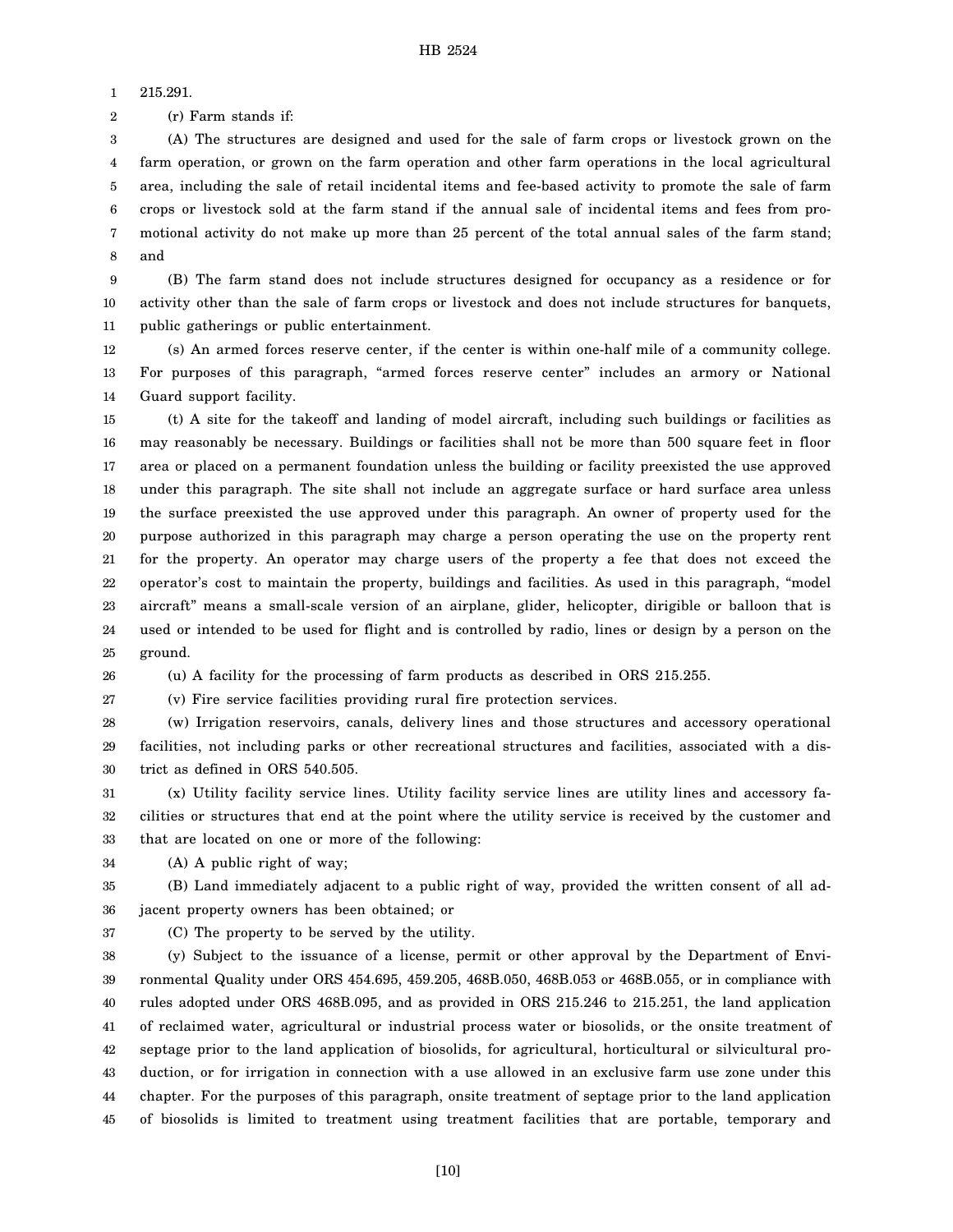215.291.

(r) Farm stands if:

(A) The structures are designed and used for the sale of farm crops or livestock grown on the farm operation, or grown on the farm operation and other farm operations in the local agricultural area, including the sale of retail incidental items and fee-based activity to promote the sale of farm crops or livestock sold at the farm stand if the annual sale of incidental items and fees from promotional activity do not make up more than 25 percent of the total annual sales of the farm stand; and

(B) The farm stand does not include structures designed for occupancy as a residence or for activity other than the sale of farm crops or livestock and does not include structures for banquets, public gatherings or public entertainment.

(s) An armed forces reserve center, if the center is within one-half mile of a community college. For purposes of this paragraph, "armed forces reserve center" includes an armory or National Guard support facility.

(t) A site for the takeoff and landing of model aircraft, including such buildings or facilities as may reasonably be necessary. Buildings or facilities shall not be more than 500 square feet in floor area or placed on a permanent foundation unless the building or facility preexisted the use approved under this paragraph. The site shall not include an aggregate surface or hard surface area unless the surface preexisted the use approved under this paragraph. An owner of property used for the purpose authorized in this paragraph may charge a person operating the use on the property rent for the property. An operator may charge users of the property a fee that does not exceed the operator's cost to maintain the property, buildings and facilities. As used in this paragraph, "model aircraft" means a small-scale version of an airplane, glider, helicopter, dirigible or balloon that is used or intended to be used for flight and is controlled by radio, lines or design by a person on the ground.

(u) A facility for the processing of farm products as described in ORS 215.255.

(v) Fire service facilities providing rural fire protection services.

(w) Irrigation reservoirs, canals, delivery lines and those structures and accessory operational facilities, not including parks or other recreational structures and facilities, associated with a district as defined in ORS 540.505.

(x) Utility facility service lines. Utility facility service lines are utility lines and accessory facilities or structures that end at the point where the utility service is received by the customer and that are located on one or more of the following:

(A) A public right of way;

(B) Land immediately adjacent to a public right of way, provided the written consent of all adjacent property owners has been obtained; or

(C) The property to be served by the utility.

(y) Subject to the issuance of a license, permit or other approval by the Department of Environmental Quality under ORS 454.695, 459.205, 468B.050, 468B.053 or 468B.055, or in compliance with rules adopted under ORS 468B.095, and as provided in ORS 215.246 to 215.251, the land application of reclaimed water, agricultural or industrial process water or biosolids, or the onsite treatment of septage prior to the land application of biosolids, for agricultural, horticultural or silvicultural production, or for irrigation in connection with a use allowed in an exclusive farm use zone under this chapter. For the purposes of this paragraph, onsite treatment of septage prior to the land application of biosolids is limited to treatment using treatment facilities that are portable, temporary and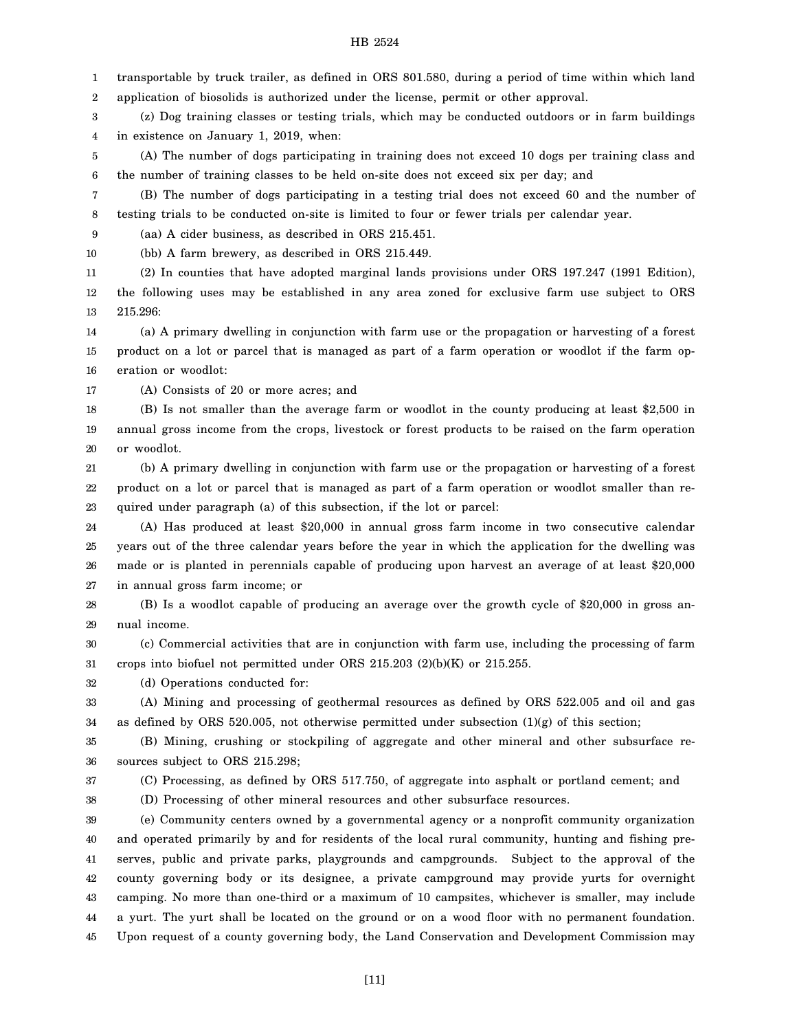transportable by truck trailer, as defined in ORS 801.580, during a period of time within which land application of biosolids is authorized under the license, permit or other approval.

(z) Dog training classes or testing trials, which may be conducted outdoors or in farm buildings in existence on January 1, 2019, when:

(A) The number of dogs participating in training does not exceed 10 dogs per training class and the number of training classes to be held on-site does not exceed six per day; and

(B) The number of dogs participating in a testing trial does not exceed 60 and the number of testing trials to be conducted on-site is limited to four or fewer trials per calendar year.

(aa) A cider business, as described in ORS 215.451.

(bb) A farm brewery, as described in ORS 215.449.

(2) In counties that have adopted marginal lands provisions under ORS 197.247 (1991 Edition), the following uses may be established in any area zoned for exclusive farm use subject to ORS 215.296:

(a) A primary dwelling in conjunction with farm use or the propagation or harvesting of a forest product on a lot or parcel that is managed as part of a farm operation or woodlot if the farm operation or woodlot:

(A) Consists of 20 or more acres; and

(B) Is not smaller than the average farm or woodlot in the county producing at least $2,500 in annual gross income from the crops, livestock or forest products to be raised on the farm operation or woodlot.

(b) A primary dwelling in conjunction with farm use or the propagation or harvesting of a forest product on a lot or parcel that is managed as part of a farm operation or woodlot smaller than required under paragraph (a) of this subsection, if the lot or parcel:

(A) Has produced at least $20,000 in annual gross farm income in two consecutive calendar years out of the three calendar years before the year in which the application for the dwelling was made or is planted in perennials capable of producing upon harvest an average of at least $20,000 in annual gross farm income; or

(B) Is a woodlot capable of producing an average over the growth cycle of $20,000 in gross annual income.

(c) Commercial activities that are in conjunction with farm use, including the processing of farm crops into biofuel not permitted under ORS 215.203 (2)(b)(K) or 215.255.

(d) Operations conducted for:

(A) Mining and processing of geothermal resources as defined by ORS 522.005 and oil and gas as defined by ORS 520.005, not otherwise permitted under subsection (1)(g) of this section;

(B) Mining, crushing or stockpiling of aggregate and other mineral and other subsurface resources subject to ORS 215.298;

(C) Processing, as defined by ORS 517.750, of aggregate into asphalt or portland cement; and

(D) Processing of other mineral resources and other subsurface resources.

(e) Community centers owned by a governmental agency or a nonprofit community organization and operated primarily by and for residents of the local rural community, hunting and fishing preserves, public and private parks, playgrounds and campgrounds. Subject to the approval of the county governing body or its designee, a private campground may provide yurts for overnight camping. No more than one-third or a maximum of 10 campsites, whichever is smaller, may include a yurt. The yurt shall be located on the ground or on a wood floor with no permanent foundation. Upon request of a county governing body, the Land Conservation and Development Commission may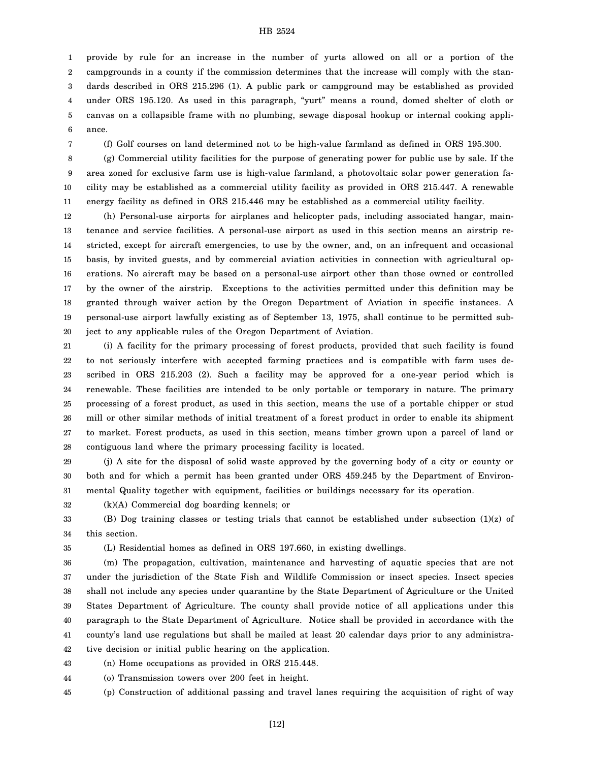provide by rule for an increase in the number of yurts allowed on all or a portion of the campgrounds in a county if the commission determines that the increase will comply with the standards described in ORS 215.296 (1). A public park or campground may be established as provided under ORS 195.120. As used in this paragraph, "yurt" means a round, domed shelter of cloth or canvas on a collapsible frame with no plumbing, sewage disposal hookup or internal cooking appliance.

(f) Golf courses on land determined not to be high-value farmland as defined in ORS 195.300.

(g) Commercial utility facilities for the purpose of generating power for public use by sale. If the area zoned for exclusive farm use is high-value farmland, a photovoltaic solar power generation facility may be established as a commercial utility facility as provided in ORS 215.447. A renewable energy facility as defined in ORS 215.446 may be established as a commercial utility facility.

(h) Personal-use airports for airplanes and helicopter pads, including associated hangar, maintenance and service facilities. A personal-use airport as used in this section means an airstrip restricted, except for aircraft emergencies, to use by the owner, and, on an infrequent and occasional basis, by invited guests, and by commercial aviation activities in connection with agricultural operations. No aircraft may be based on a personal-use airport other than those owned or controlled by the owner of the airstrip. Exceptions to the activities permitted under this definition may be granted through waiver action by the Oregon Department of Aviation in specific instances. A personal-use airport lawfully existing as of September 13, 1975, shall continue to be permitted subject to any applicable rules of the Oregon Department of Aviation.

(i) A facility for the primary processing of forest products, provided that such facility is found to not seriously interfere with accepted farming practices and is compatible with farm uses described in ORS 215.203 (2). Such a facility may be approved for a one-year period which is renewable. These facilities are intended to be only portable or temporary in nature. The primary processing of a forest product, as used in this section, means the use of a portable chipper or stud mill or other similar methods of initial treatment of a forest product in order to enable its shipment to market. Forest products, as used in this section, means timber grown upon a parcel of land or contiguous land where the primary processing facility is located.

(j) A site for the disposal of solid waste approved by the governing body of a city or county or both and for which a permit has been granted under ORS 459.245 by the Department of Environmental Quality together with equipment, facilities or buildings necessary for its operation.

(k)(A) Commercial dog boarding kennels; or

(B) Dog training classes or testing trials that cannot be established under subsection (1)(z) of this section.

(L) Residential homes as defined in ORS 197.660, in existing dwellings.

(m) The propagation, cultivation, maintenance and harvesting of aquatic species that are not under the jurisdiction of the State Fish and Wildlife Commission or insect species. Insect species shall not include any species under quarantine by the State Department of Agriculture or the United States Department of Agriculture. The county shall provide notice of all applications under this paragraph to the State Department of Agriculture. Notice shall be provided in accordance with the county's land use regulations but shall be mailed at least 20 calendar days prior to any administrative decision or initial public hearing on the application.

(n) Home occupations as provided in ORS 215.448.

(o) Transmission towers over 200 feet in height.

(p) Construction of additional passing and travel lanes requiring the acquisition of right of way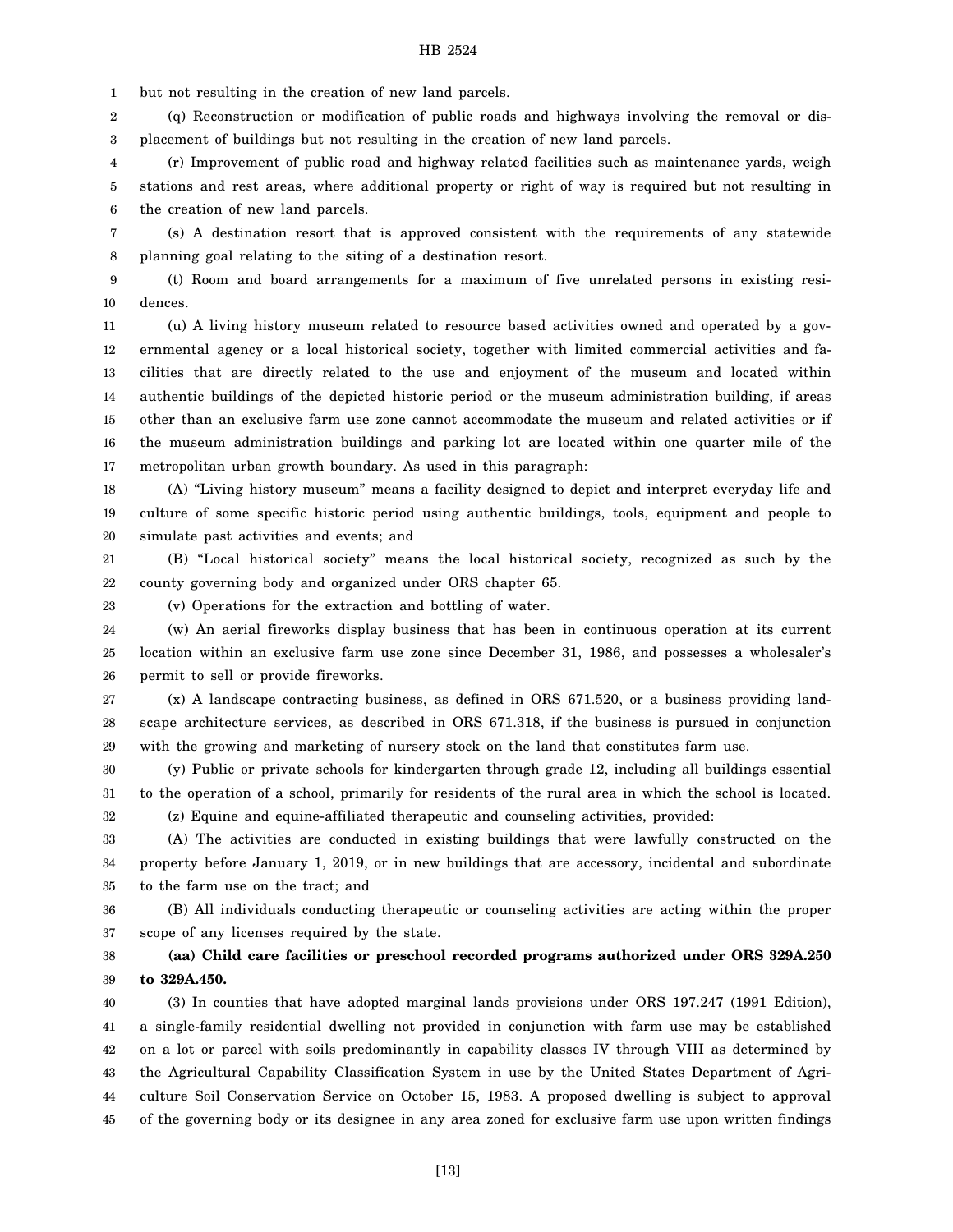but not resulting in the creation of new land parcels.

(q) Reconstruction or modification of public roads and highways involving the removal or displacement of buildings but not resulting in the creation of new land parcels.

(r) Improvement of public road and highway related facilities such as maintenance yards, weigh stations and rest areas, where additional property or right of way is required but not resulting in the creation of new land parcels.

(s) A destination resort that is approved consistent with the requirements of any statewide planning goal relating to the siting of a destination resort.

(t) Room and board arrangements for a maximum of five unrelated persons in existing residences.

(u) A living history museum related to resource based activities owned and operated by a governmental agency or a local historical society, together with limited commercial activities and facilities that are directly related to the use and enjoyment of the museum and located within authentic buildings of the depicted historic period or the museum administration building, if areas other than an exclusive farm use zone cannot accommodate the museum and related activities or if the museum administration buildings and parking lot are located within one quarter mile of the metropolitan urban growth boundary. As used in this paragraph:

(A) "Living history museum" means a facility designed to depict and interpret everyday life and culture of some specific historic period using authentic buildings, tools, equipment and people to simulate past activities and events; and

(B) "Local historical society" means the local historical society, recognized as such by the county governing body and organized under ORS chapter 65.

(v) Operations for the extraction and bottling of water.

(w) An aerial fireworks display business that has been in continuous operation at its current location within an exclusive farm use zone since December 31, 1986, and possesses a wholesaler's permit to sell or provide fireworks.

(x) A landscape contracting business, as defined in ORS 671.520, or a business providing landscape architecture services, as described in ORS 671.318, if the business is pursued in conjunction with the growing and marketing of nursery stock on the land that constitutes farm use.

(y) Public or private schools for kindergarten through grade 12, including all buildings essential to the operation of a school, primarily for residents of the rural area in which the school is located.

(z) Equine and equine-affiliated therapeutic and counseling activities, provided:

(A) The activities are conducted in existing buildings that were lawfully constructed on the property before January 1, 2019, or in new buildings that are accessory, incidental and subordinate to the farm use on the tract; and

(B) All individuals conducting therapeutic or counseling activities are acting within the proper scope of any licenses required by the state.

**(aa) Child care facilities or preschool recorded programs authorized under ORS 329A.250 to 329A.450.**

(3) In counties that have adopted marginal lands provisions under ORS 197.247 (1991 Edition), a single-family residential dwelling not provided in conjunction with farm use may be established on a lot or parcel with soils predominantly in capability classes IV through VIII as determined by the Agricultural Capability Classification System in use by the United States Department of Agriculture Soil Conservation Service on October 15, 1983. A proposed dwelling is subject to approval of the governing body or its designee in any area zoned for exclusive farm use upon written findings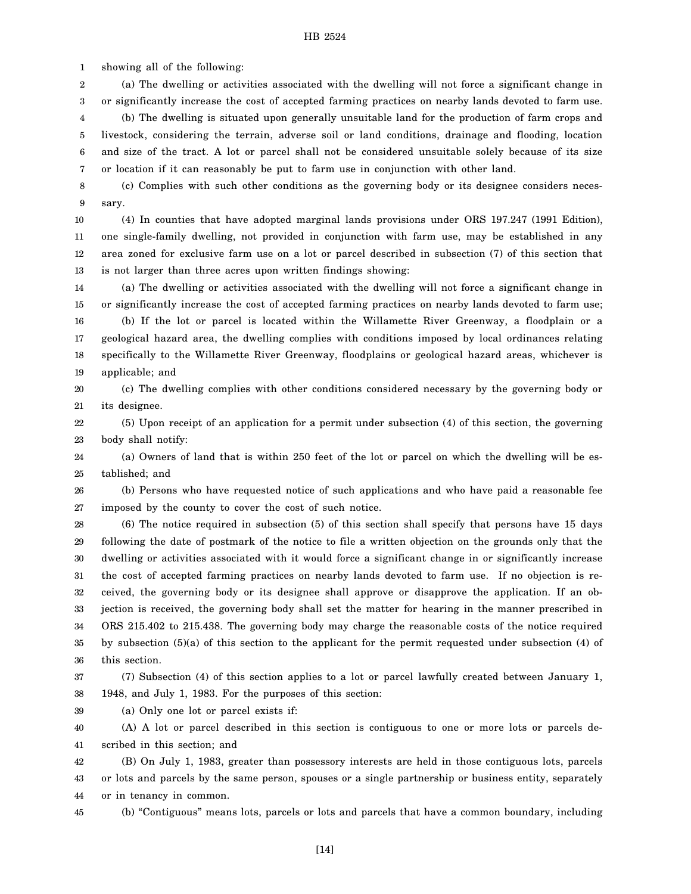showing all of the following:

(a) The dwelling or activities associated with the dwelling will not force a significant change in or significantly increase the cost of accepted farming practices on nearby lands devoted to farm use.

(b) The dwelling is situated upon generally unsuitable land for the production of farm crops and livestock, considering the terrain, adverse soil or land conditions, drainage and flooding, location and size of the tract. A lot or parcel shall not be considered unsuitable solely because of its size or location if it can reasonably be put to farm use in conjunction with other land.

(c) Complies with such other conditions as the governing body or its designee considers necessary.

(4) In counties that have adopted marginal lands provisions under ORS 197.247 (1991 Edition), one single-family dwelling, not provided in conjunction with farm use, may be established in any area zoned for exclusive farm use on a lot or parcel described in subsection (7) of this section that is not larger than three acres upon written findings showing:

(a) The dwelling or activities associated with the dwelling will not force a significant change in or significantly increase the cost of accepted farming practices on nearby lands devoted to farm use;

(b) If the lot or parcel is located within the Willamette River Greenway, a floodplain or a geological hazard area, the dwelling complies with conditions imposed by local ordinances relating specifically to the Willamette River Greenway, floodplains or geological hazard areas, whichever is applicable; and

(c) The dwelling complies with other conditions considered necessary by the governing body or its designee.

(5) Upon receipt of an application for a permit under subsection (4) of this section, the governing body shall notify:

(a) Owners of land that is within 250 feet of the lot or parcel on which the dwelling will be established; and

(b) Persons who have requested notice of such applications and who have paid a reasonable fee imposed by the county to cover the cost of such notice.

(6) The notice required in subsection (5) of this section shall specify that persons have 15 days following the date of postmark of the notice to file a written objection on the grounds only that the dwelling or activities associated with it would force a significant change in or significantly increase the cost of accepted farming practices on nearby lands devoted to farm use. If no objection is received, the governing body or its designee shall approve or disapprove the application. If an objection is received, the governing body shall set the matter for hearing in the manner prescribed in ORS 215.402 to 215.438. The governing body may charge the reasonable costs of the notice required by subsection (5)(a) of this section to the applicant for the permit requested under subsection (4) of this section.

(7) Subsection (4) of this section applies to a lot or parcel lawfully created between January 1, 1948, and July 1, 1983. For the purposes of this section:

(a) Only one lot or parcel exists if:

(A) A lot or parcel described in this section is contiguous to one or more lots or parcels described in this section; and

(B) On July 1, 1983, greater than possessory interests are held in those contiguous lots, parcels or lots and parcels by the same person, spouses or a single partnership or business entity, separately or in tenancy in common.

(b) "Contiguous" means lots, parcels or lots and parcels that have a common boundary, including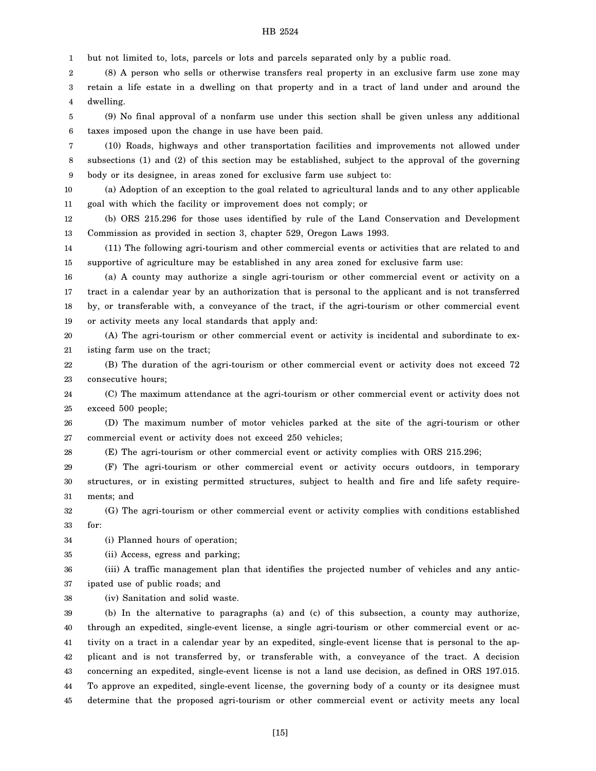but not limited to, lots, parcels or lots and parcels separated only by a public road.

(8) A person who sells or otherwise transfers real property in an exclusive farm use zone may retain a life estate in a dwelling on that property and in a tract of land under and around the dwelling.

(9) No final approval of a nonfarm use under this section shall be given unless any additional taxes imposed upon the change in use have been paid.

(10) Roads, highways and other transportation facilities and improvements not allowed under subsections (1) and (2) of this section may be established, subject to the approval of the governing body or its designee, in areas zoned for exclusive farm use subject to:

(a) Adoption of an exception to the goal related to agricultural lands and to any other applicable goal with which the facility or improvement does not comply; or

(b) ORS 215.296 for those uses identified by rule of the Land Conservation and Development Commission as provided in section 3, chapter 529, Oregon Laws 1993.

(11) The following agri-tourism and other commercial events or activities that are related to and supportive of agriculture may be established in any area zoned for exclusive farm use:

(a) A county may authorize a single agri-tourism or other commercial event or activity on a tract in a calendar year by an authorization that is personal to the applicant and is not transferred by, or transferable with, a conveyance of the tract, if the agri-tourism or other commercial event or activity meets any local standards that apply and:

(A) The agri-tourism or other commercial event or activity is incidental and subordinate to existing farm use on the tract;

(B) The duration of the agri-tourism or other commercial event or activity does not exceed 72 consecutive hours;

(C) The maximum attendance at the agri-tourism or other commercial event or activity does not exceed 500 people;

(D) The maximum number of motor vehicles parked at the site of the agri-tourism or other commercial event or activity does not exceed 250 vehicles;

(E) The agri-tourism or other commercial event or activity complies with ORS 215.296;

(F) The agri-tourism or other commercial event or activity occurs outdoors, in temporary structures, or in existing permitted structures, subject to health and fire and life safety requirements; and

(G) The agri-tourism or other commercial event or activity complies with conditions established for:

(i) Planned hours of operation;

(ii) Access, egress and parking;

(iii) A traffic management plan that identifies the projected number of vehicles and any anticipated use of public roads; and

(iv) Sanitation and solid waste.

(b) In the alternative to paragraphs (a) and (c) of this subsection, a county may authorize, through an expedited, single-event license, a single agri-tourism or other commercial event or activity on a tract in a calendar year by an expedited, single-event license that is personal to the applicant and is not transferred by, or transferable with, a conveyance of the tract. A decision concerning an expedited, single-event license is not a land use decision, as defined in ORS 197.015. To approve an expedited, single-event license, the governing body of a county or its designee must determine that the proposed agri-tourism or other commercial event or activity meets any local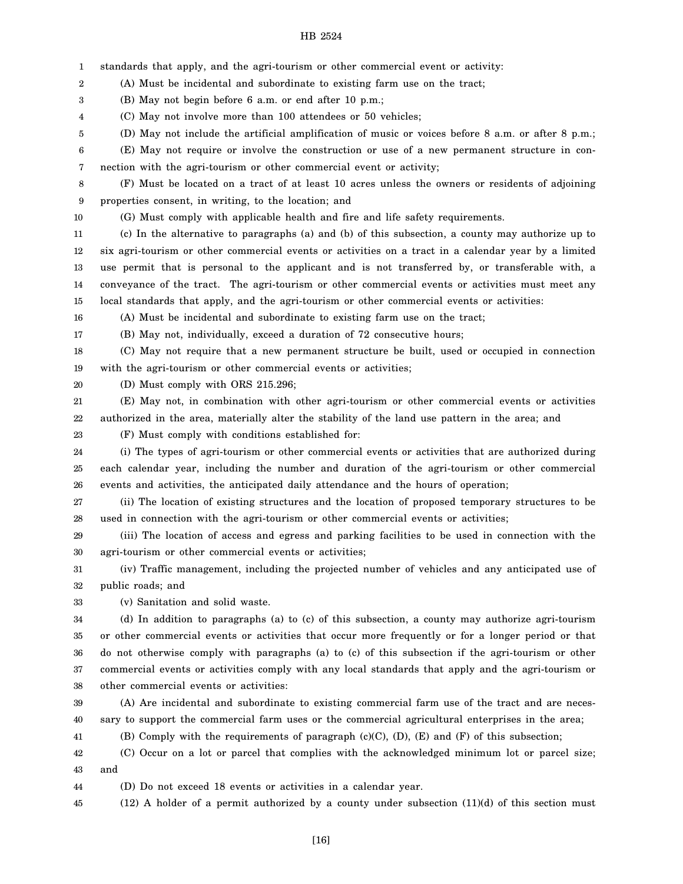standards that apply, and the agri-tourism or other commercial event or activity:

(A) Must be incidental and subordinate to existing farm use on the tract;

(B) May not begin before 6 a.m. or end after 10 p.m.;

(C) May not involve more than 100 attendees or 50 vehicles;

(D) May not include the artificial amplification of music or voices before 8 a.m. or after 8 p.m.;

(E) May not require or involve the construction or use of a new permanent structure in connection with the agri-tourism or other commercial event or activity;

(F) Must be located on a tract of at least 10 acres unless the owners or residents of adjoining properties consent, in writing, to the location; and

(G) Must comply with applicable health and fire and life safety requirements.

(c) In the alternative to paragraphs (a) and (b) of this subsection, a county may authorize up to six agri-tourism or other commercial events or activities on a tract in a calendar year by a limited use permit that is personal to the applicant and is not transferred by, or transferable with, a conveyance of the tract. The agri-tourism or other commercial events or activities must meet any local standards that apply, and the agri-tourism or other commercial events or activities:

(A) Must be incidental and subordinate to existing farm use on the tract;

(B) May not, individually, exceed a duration of 72 consecutive hours;

(C) May not require that a new permanent structure be built, used or occupied in connection with the agri-tourism or other commercial events or activities;

(D) Must comply with ORS 215.296;

(E) May not, in combination with other agri-tourism or other commercial events or activities authorized in the area, materially alter the stability of the land use pattern in the area; and

(F) Must comply with conditions established for:

(i) The types of agri-tourism or other commercial events or activities that are authorized during each calendar year, including the number and duration of the agri-tourism or other commercial events and activities, the anticipated daily attendance and the hours of operation;

(ii) The location of existing structures and the location of proposed temporary structures to be used in connection with the agri-tourism or other commercial events or activities;

(iii) The location of access and egress and parking facilities to be used in connection with the agri-tourism or other commercial events or activities;

(iv) Traffic management, including the projected number of vehicles and any anticipated use of public roads; and

(v) Sanitation and solid waste.

(d) In addition to paragraphs (a) to (c) of this subsection, a county may authorize agri-tourism or other commercial events or activities that occur more frequently or for a longer period or that do not otherwise comply with paragraphs (a) to (c) of this subsection if the agri-tourism or other commercial events or activities comply with any local standards that apply and the agri-tourism or other commercial events or activities:

(A) Are incidental and subordinate to existing commercial farm use of the tract and are necessary to support the commercial farm uses or the commercial agricultural enterprises in the area;

(B) Comply with the requirements of paragraph (c)(C), (D), (E) and (F) of this subsection;

(C) Occur on a lot or parcel that complies with the acknowledged minimum lot or parcel size; and

(D) Do not exceed 18 events or activities in a calendar year.

(12) A holder of a permit authorized by a county under subsection (11)(d) of this section must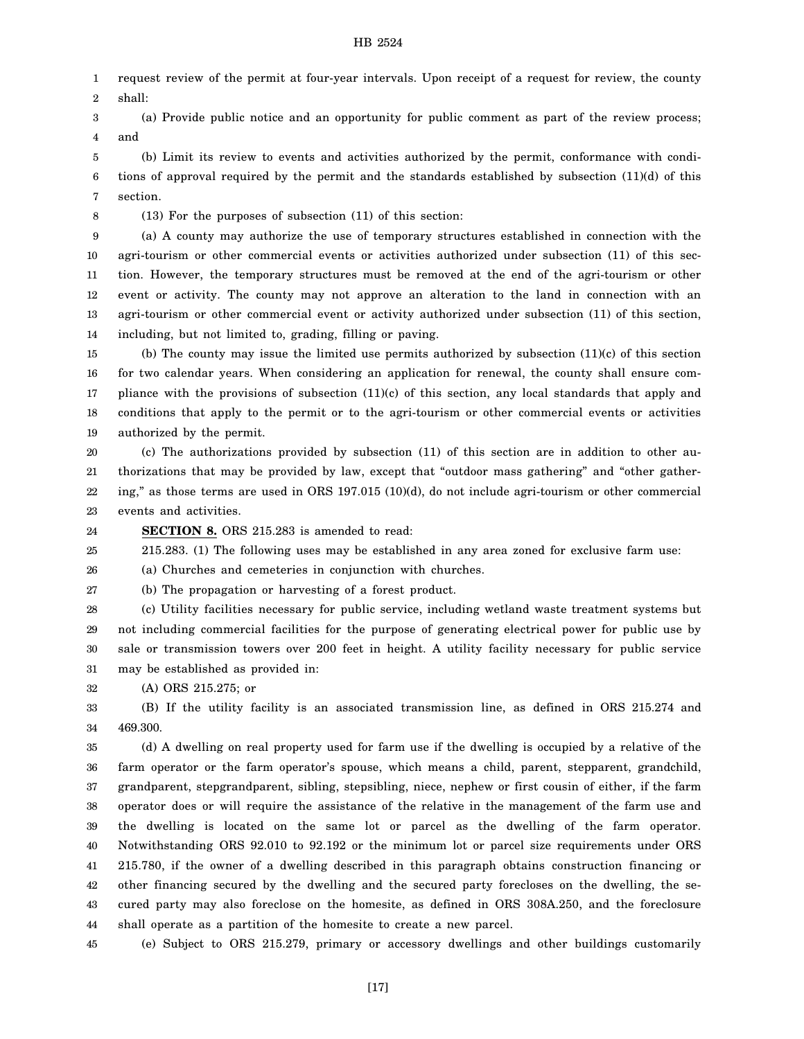request review of the permit at four-year intervals. Upon receipt of a request for review, the county shall:

(a) Provide public notice and an opportunity for public comment as part of the review process; and

(b) Limit its review to events and activities authorized by the permit, conformance with conditions of approval required by the permit and the standards established by subsection (11)(d) of this section.

(13) For the purposes of subsection (11) of this section:

(a) A county may authorize the use of temporary structures established in connection with the agri-tourism or other commercial events or activities authorized under subsection (11) of this section. However, the temporary structures must be removed at the end of the agri-tourism or other event or activity. The county may not approve an alteration to the land in connection with an agri-tourism or other commercial event or activity authorized under subsection (11) of this section, including, but not limited to, grading, filling or paving.

(b) The county may issue the limited use permits authorized by subsection (11)(c) of this section for two calendar years. When considering an application for renewal, the county shall ensure compliance with the provisions of subsection (11)(c) of this section, any local standards that apply and conditions that apply to the permit or to the agri-tourism or other commercial events or activities authorized by the permit.

(c) The authorizations provided by subsection (11) of this section are in addition to other authorizations that may be provided by law, except that "outdoor mass gathering" and "other gathering," as those terms are used in ORS 197.015 (10)(d), do not include agri-tourism or other commercial events and activities.

**SECTION 8.** ORS 215.283 is amended to read:

215.283. (1) The following uses may be established in any area zoned for exclusive farm use:

(a) Churches and cemeteries in conjunction with churches.

(b) The propagation or harvesting of a forest product.

(c) Utility facilities necessary for public service, including wetland waste treatment systems but not including commercial facilities for the purpose of generating electrical power for public use by sale or transmission towers over 200 feet in height. A utility facility necessary for public service may be established as provided in:

(A) ORS 215.275; or

(B) If the utility facility is an associated transmission line, as defined in ORS 215.274 and 469.300.

(d) A dwelling on real property used for farm use if the dwelling is occupied by a relative of the farm operator or the farm operator's spouse, which means a child, parent, stepparent, grandchild, grandparent, stepgrandparent, sibling, stepsibling, niece, nephew or first cousin of either, if the farm operator does or will require the assistance of the relative in the management of the farm use and the dwelling is located on the same lot or parcel as the dwelling of the farm operator. Notwithstanding ORS 92.010 to 92.192 or the minimum lot or parcel size requirements under ORS 215.780, if the owner of a dwelling described in this paragraph obtains construction financing or other financing secured by the dwelling and the secured party forecloses on the dwelling, the secured party may also foreclose on the homesite, as defined in ORS 308A.250, and the foreclosure shall operate as a partition of the homesite to create a new parcel.

(e) Subject to ORS 215.279, primary or accessory dwellings and other buildings customarily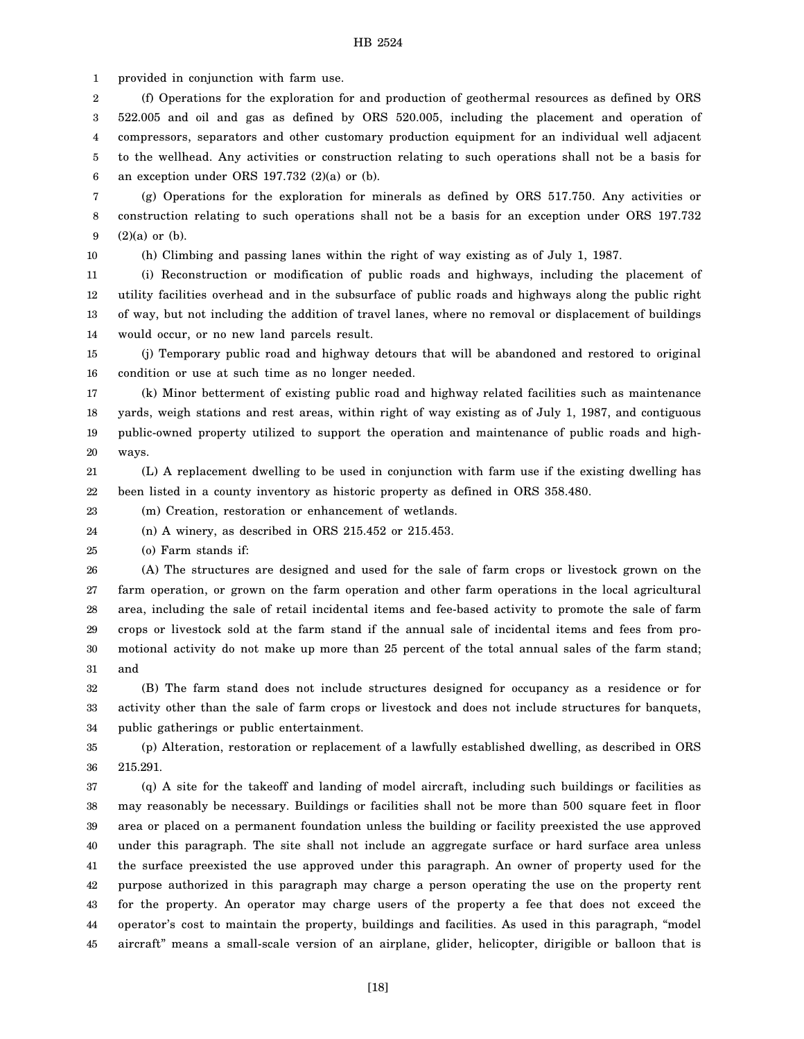provided in conjunction with farm use.

(f) Operations for the exploration for and production of geothermal resources as defined by ORS 522.005 and oil and gas as defined by ORS 520.005, including the placement and operation of compressors, separators and other customary production equipment for an individual well adjacent to the wellhead. Any activities or construction relating to such operations shall not be a basis for an exception under ORS 197.732 (2)(a) or (b).

(g) Operations for the exploration for minerals as defined by ORS 517.750. Any activities or construction relating to such operations shall not be a basis for an exception under ORS 197.732 (2)(a) or (b).

(h) Climbing and passing lanes within the right of way existing as of July 1, 1987.

(i) Reconstruction or modification of public roads and highways, including the placement of utility facilities overhead and in the subsurface of public roads and highways along the public right of way, but not including the addition of travel lanes, where no removal or displacement of buildings would occur, or no new land parcels result.

(j) Temporary public road and highway detours that will be abandoned and restored to original condition or use at such time as no longer needed.

(k) Minor betterment of existing public road and highway related facilities such as maintenance yards, weigh stations and rest areas, within right of way existing as of July 1, 1987, and contiguous public-owned property utilized to support the operation and maintenance of public roads and highways.

(L) A replacement dwelling to be used in conjunction with farm use if the existing dwelling has been listed in a county inventory as historic property as defined in ORS 358.480.

(m) Creation, restoration or enhancement of wetlands.

(n) A winery, as described in ORS 215.452 or 215.453.

(o) Farm stands if:

(A) The structures are designed and used for the sale of farm crops or livestock grown on the farm operation, or grown on the farm operation and other farm operations in the local agricultural area, including the sale of retail incidental items and fee-based activity to promote the sale of farm crops or livestock sold at the farm stand if the annual sale of incidental items and fees from promotional activity do not make up more than 25 percent of the total annual sales of the farm stand; and

(B) The farm stand does not include structures designed for occupancy as a residence or for activity other than the sale of farm crops or livestock and does not include structures for banquets, public gatherings or public entertainment.

(p) Alteration, restoration or replacement of a lawfully established dwelling, as described in ORS 215.291.

(q) A site for the takeoff and landing of model aircraft, including such buildings or facilities as may reasonably be necessary. Buildings or facilities shall not be more than 500 square feet in floor area or placed on a permanent foundation unless the building or facility preexisted the use approved under this paragraph. The site shall not include an aggregate surface or hard surface area unless the surface preexisted the use approved under this paragraph. An owner of property used for the purpose authorized in this paragraph may charge a person operating the use on the property rent for the property. An operator may charge users of the property a fee that does not exceed the operator's cost to maintain the property, buildings and facilities. As used in this paragraph, "model aircraft" means a small-scale version of an airplane, glider, helicopter, dirigible or balloon that is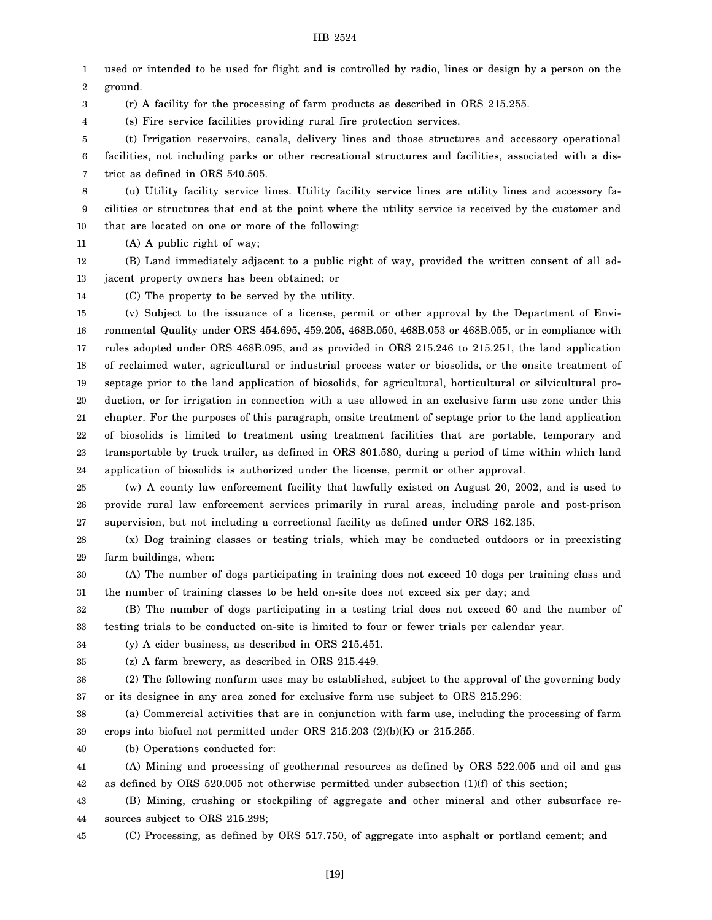used or intended to be used for flight and is controlled by radio, lines or design by a person on the ground.

(r) A facility for the processing of farm products as described in ORS 215.255.

(s) Fire service facilities providing rural fire protection services.

(t) Irrigation reservoirs, canals, delivery lines and those structures and accessory operational facilities, not including parks or other recreational structures and facilities, associated with a district as defined in ORS 540.505.

(u) Utility facility service lines. Utility facility service lines are utility lines and accessory facilities or structures that end at the point where the utility service is received by the customer and that are located on one or more of the following:

(A) A public right of way;

(B) Land immediately adjacent to a public right of way, provided the written consent of all adjacent property owners has been obtained; or

(C) The property to be served by the utility.

(v) Subject to the issuance of a license, permit or other approval by the Department of Environmental Quality under ORS 454.695, 459.205, 468B.050, 468B.053 or 468B.055, or in compliance with rules adopted under ORS 468B.095, and as provided in ORS 215.246 to 215.251, the land application of reclaimed water, agricultural or industrial process water or biosolids, or the onsite treatment of septage prior to the land application of biosolids, for agricultural, horticultural or silvicultural production, or for irrigation in connection with a use allowed in an exclusive farm use zone under this chapter. For the purposes of this paragraph, onsite treatment of septage prior to the land application of biosolids is limited to treatment using treatment facilities that are portable, temporary and transportable by truck trailer, as defined in ORS 801.580, during a period of time within which land application of biosolids is authorized under the license, permit or other approval.

(w) A county law enforcement facility that lawfully existed on August 20, 2002, and is used to provide rural law enforcement services primarily in rural areas, including parole and post-prison supervision, but not including a correctional facility as defined under ORS 162.135.

(x) Dog training classes or testing trials, which may be conducted outdoors or in preexisting farm buildings, when:

(A) The number of dogs participating in training does not exceed 10 dogs per training class and the number of training classes to be held on-site does not exceed six per day; and

(B) The number of dogs participating in a testing trial does not exceed 60 and the number of testing trials to be conducted on-site is limited to four or fewer trials per calendar year.

(y) A cider business, as described in ORS 215.451.

(z) A farm brewery, as described in ORS 215.449.

(2) The following nonfarm uses may be established, subject to the approval of the governing body or its designee in any area zoned for exclusive farm use subject to ORS 215.296:

(a) Commercial activities that are in conjunction with farm use, including the processing of farm crops into biofuel not permitted under ORS 215.203 (2)(b)(K) or 215.255.

(b) Operations conducted for:

(A) Mining and processing of geothermal resources as defined by ORS 522.005 and oil and gas as defined by ORS 520.005 not otherwise permitted under subsection (1)(f) of this section;

(B) Mining, crushing or stockpiling of aggregate and other mineral and other subsurface resources subject to ORS 215.298;

(C) Processing, as defined by ORS 517.750, of aggregate into asphalt or portland cement; and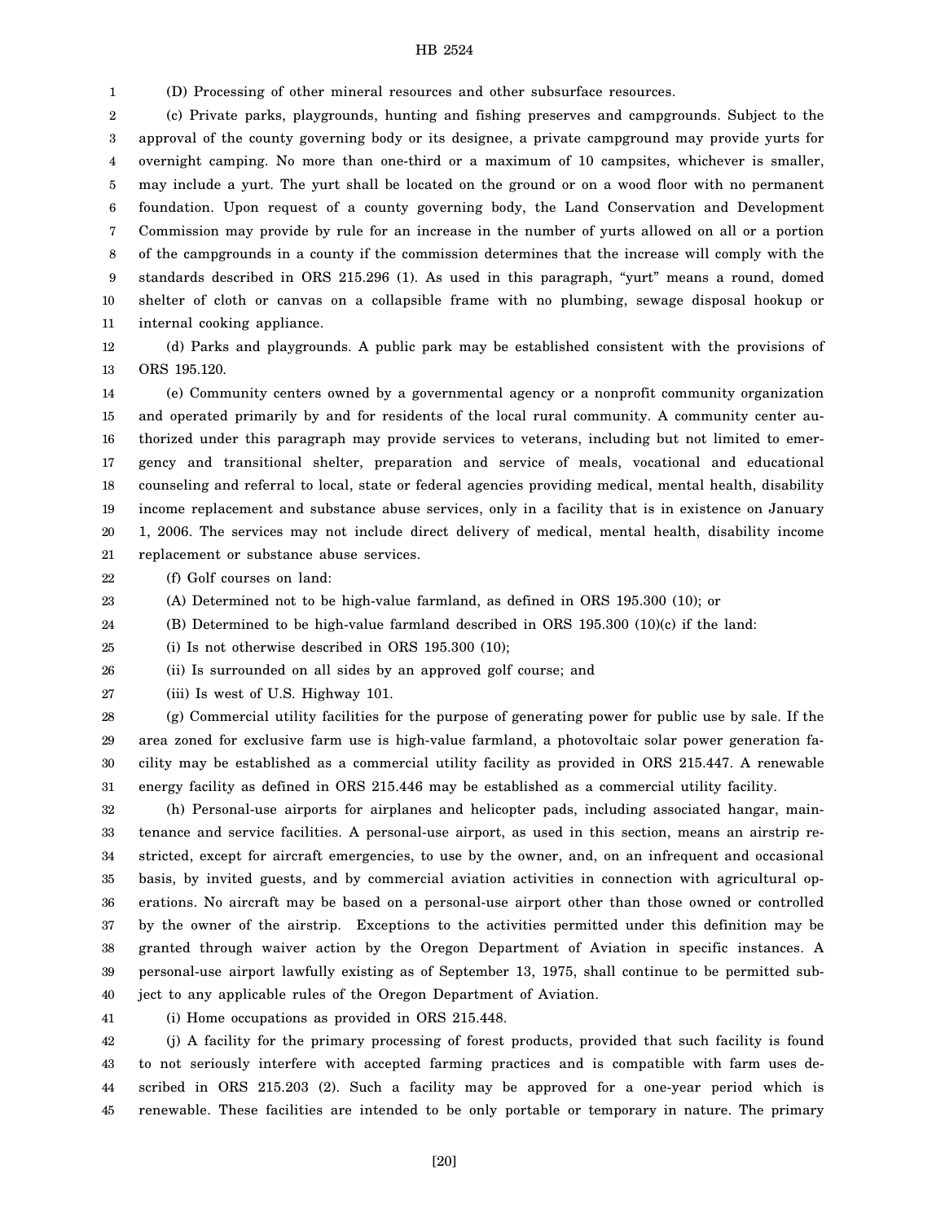(D) Processing of other mineral resources and other subsurface resources.

(c) Private parks, playgrounds, hunting and fishing preserves and campgrounds. Subject to the approval of the county governing body or its designee, a private campground may provide yurts for overnight camping. No more than one-third or a maximum of 10 campsites, whichever is smaller, may include a yurt. The yurt shall be located on the ground or on a wood floor with no permanent foundation. Upon request of a county governing body, the Land Conservation and Development Commission may provide by rule for an increase in the number of yurts allowed on all or a portion of the campgrounds in a county if the commission determines that the increase will comply with the standards described in ORS 215.296 (1). As used in this paragraph, "yurt" means a round, domed shelter of cloth or canvas on a collapsible frame with no plumbing, sewage disposal hookup or internal cooking appliance.

(d) Parks and playgrounds. A public park may be established consistent with the provisions of ORS 195.120.

(e) Community centers owned by a governmental agency or a nonprofit community organization and operated primarily by and for residents of the local rural community. A community center authorized under this paragraph may provide services to veterans, including but not limited to emergency and transitional shelter, preparation and service of meals, vocational and educational counseling and referral to local, state or federal agencies providing medical, mental health, disability income replacement and substance abuse services, only in a facility that is in existence on January 1, 2006. The services may not include direct delivery of medical, mental health, disability income replacement or substance abuse services.

(f) Golf courses on land:

(A) Determined not to be high-value farmland, as defined in ORS 195.300 (10); or

(B) Determined to be high-value farmland described in ORS 195.300 (10)(c) if the land:

(i) Is not otherwise described in ORS 195.300 (10);

(ii) Is surrounded on all sides by an approved golf course; and

(iii) Is west of U.S. Highway 101.

(g) Commercial utility facilities for the purpose of generating power for public use by sale. If the area zoned for exclusive farm use is high-value farmland, a photovoltaic solar power generation facility may be established as a commercial utility facility as provided in ORS 215.447. A renewable energy facility as defined in ORS 215.446 may be established as a commercial utility facility.

(h) Personal-use airports for airplanes and helicopter pads, including associated hangar, maintenance and service facilities. A personal-use airport, as used in this section, means an airstrip restricted, except for aircraft emergencies, to use by the owner, and, on an infrequent and occasional basis, by invited guests, and by commercial aviation activities in connection with agricultural operations. No aircraft may be based on a personal-use airport other than those owned or controlled by the owner of the airstrip. Exceptions to the activities permitted under this definition may be granted through waiver action by the Oregon Department of Aviation in specific instances. A personal-use airport lawfully existing as of September 13, 1975, shall continue to be permitted subject to any applicable rules of the Oregon Department of Aviation.

(i) Home occupations as provided in ORS 215.448.

(j) A facility for the primary processing of forest products, provided that such facility is found to not seriously interfere with accepted farming practices and is compatible with farm uses described in ORS 215.203 (2). Such a facility may be approved for a one-year period which is renewable. These facilities are intended to be only portable or temporary in nature. The primary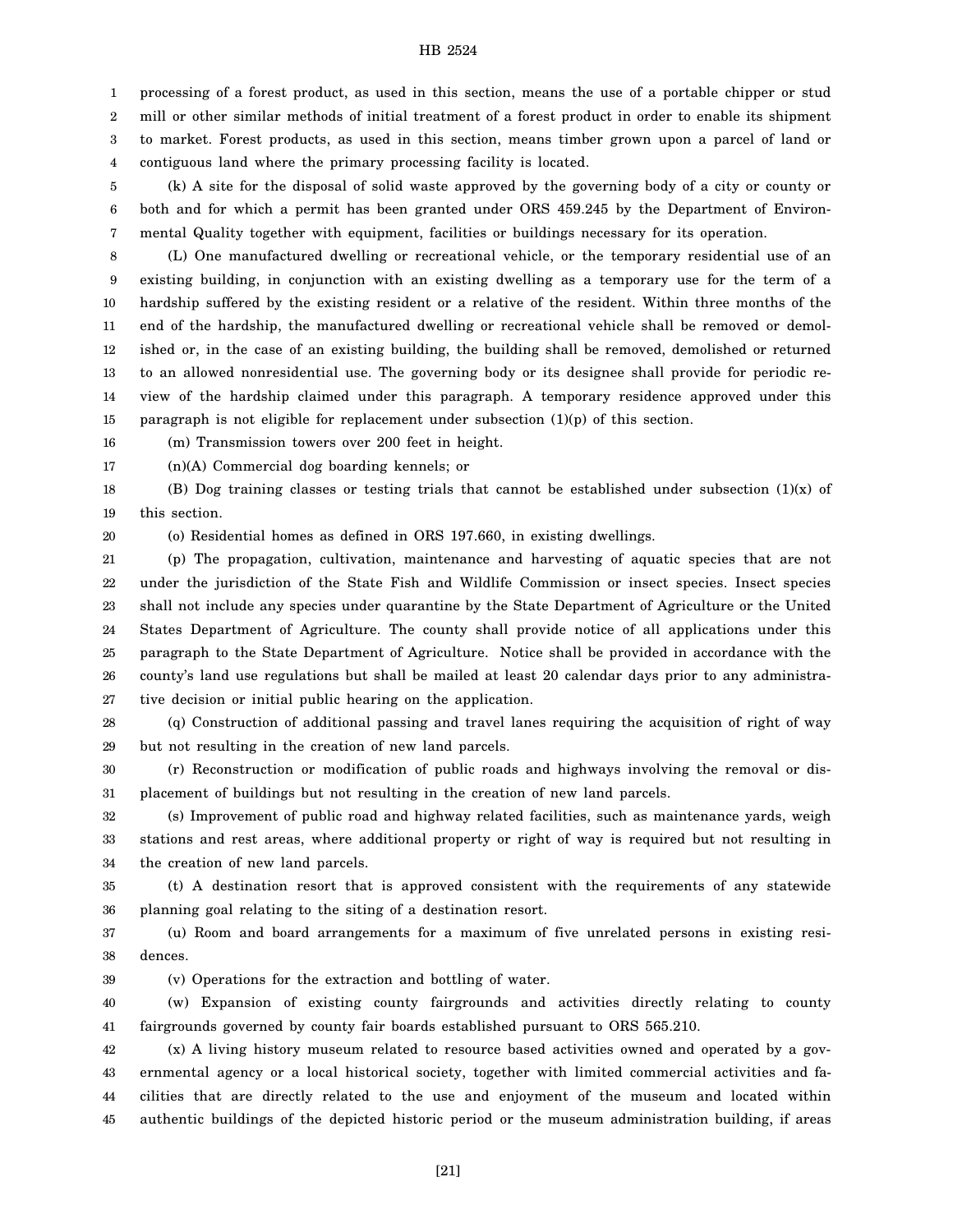processing of a forest product, as used in this section, means the use of a portable chipper or stud mill or other similar methods of initial treatment of a forest product in order to enable its shipment to market. Forest products, as used in this section, means timber grown upon a parcel of land or contiguous land where the primary processing facility is located.

(k) A site for the disposal of solid waste approved by the governing body of a city or county or both and for which a permit has been granted under ORS 459.245 by the Department of Environmental Quality together with equipment, facilities or buildings necessary for its operation.

(L) One manufactured dwelling or recreational vehicle, or the temporary residential use of an existing building, in conjunction with an existing dwelling as a temporary use for the term of a hardship suffered by the existing resident or a relative of the resident. Within three months of the end of the hardship, the manufactured dwelling or recreational vehicle shall be removed or demolished or, in the case of an existing building, the building shall be removed, demolished or returned to an allowed nonresidential use. The governing body or its designee shall provide for periodic review of the hardship claimed under this paragraph. A temporary residence approved under this paragraph is not eligible for replacement under subsection (1)(p) of this section.

(m) Transmission towers over 200 feet in height.

(n)(A) Commercial dog boarding kennels; or

(B) Dog training classes or testing trials that cannot be established under subsection (1)(x) of this section.

(o) Residential homes as defined in ORS 197.660, in existing dwellings.

(p) The propagation, cultivation, maintenance and harvesting of aquatic species that are not under the jurisdiction of the State Fish and Wildlife Commission or insect species. Insect species shall not include any species under quarantine by the State Department of Agriculture or the United States Department of Agriculture. The county shall provide notice of all applications under this paragraph to the State Department of Agriculture. Notice shall be provided in accordance with the county's land use regulations but shall be mailed at least 20 calendar days prior to any administrative decision or initial public hearing on the application.

(q) Construction of additional passing and travel lanes requiring the acquisition of right of way but not resulting in the creation of new land parcels.

(r) Reconstruction or modification of public roads and highways involving the removal or displacement of buildings but not resulting in the creation of new land parcels.

(s) Improvement of public road and highway related facilities, such as maintenance yards, weigh stations and rest areas, where additional property or right of way is required but not resulting in the creation of new land parcels.

(t) A destination resort that is approved consistent with the requirements of any statewide planning goal relating to the siting of a destination resort.

(u) Room and board arrangements for a maximum of five unrelated persons in existing residences.

(v) Operations for the extraction and bottling of water.

(w) Expansion of existing county fairgrounds and activities directly relating to county fairgrounds governed by county fair boards established pursuant to ORS 565.210.

(x) A living history museum related to resource based activities owned and operated by a governmental agency or a local historical society, together with limited commercial activities and facilities that are directly related to the use and enjoyment of the museum and located within authentic buildings of the depicted historic period or the museum administration building, if areas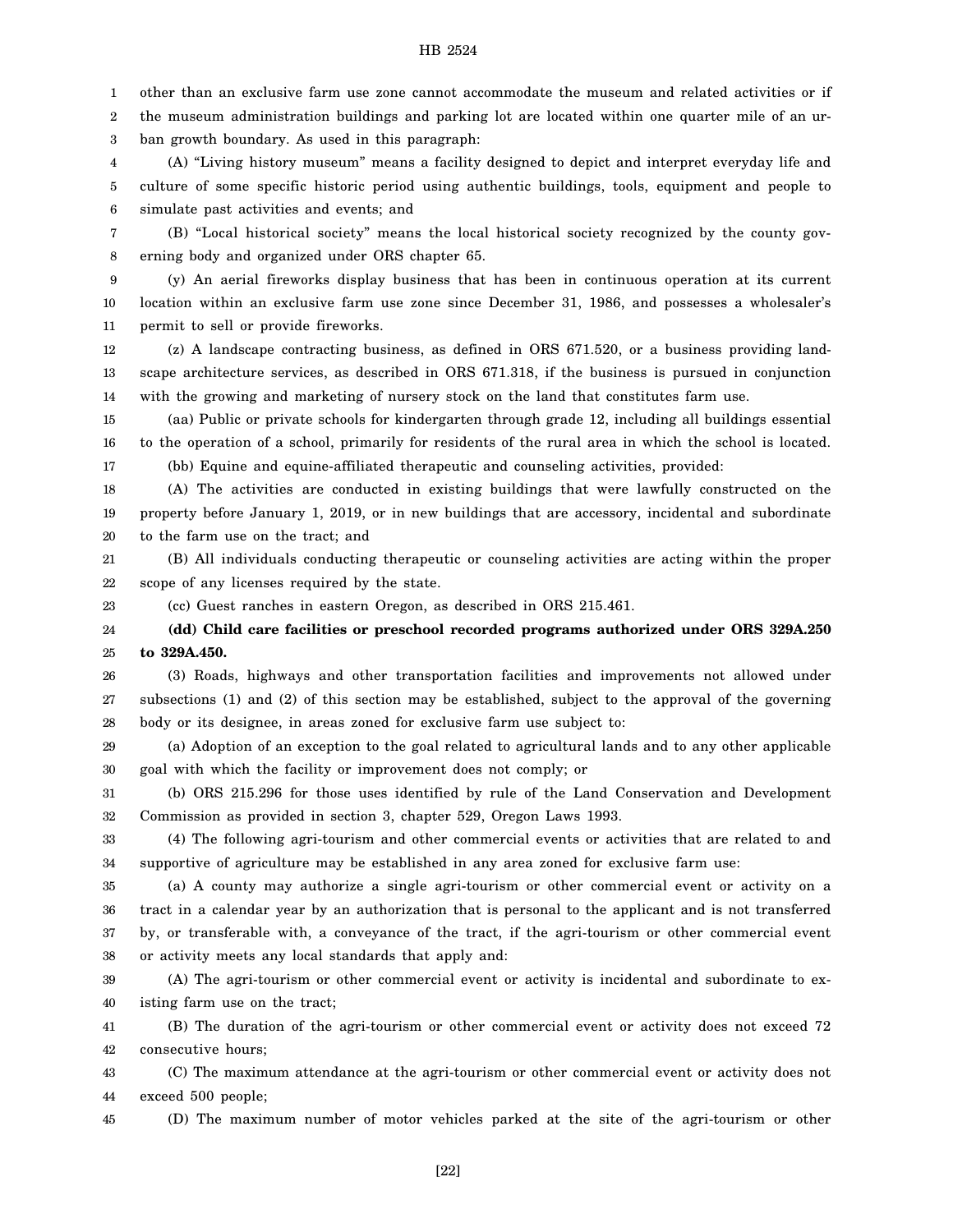other than an exclusive farm use zone cannot accommodate the museum and related activities or if the museum administration buildings and parking lot are located within one quarter mile of an urban growth boundary. As used in this paragraph:

(A) "Living history museum" means a facility designed to depict and interpret everyday life and culture of some specific historic period using authentic buildings, tools, equipment and people to simulate past activities and events; and

(B) "Local historical society" means the local historical society recognized by the county governing body and organized under ORS chapter 65.

(y) An aerial fireworks display business that has been in continuous operation at its current location within an exclusive farm use zone since December 31, 1986, and possesses a wholesaler's permit to sell or provide fireworks.

(z) A landscape contracting business, as defined in ORS 671.520, or a business providing landscape architecture services, as described in ORS 671.318, if the business is pursued in conjunction with the growing and marketing of nursery stock on the land that constitutes farm use.

(aa) Public or private schools for kindergarten through grade 12, including all buildings essential to the operation of a school, primarily for residents of the rural area in which the school is located.

(bb) Equine and equine-affiliated therapeutic and counseling activities, provided:

(A) The activities are conducted in existing buildings that were lawfully constructed on the property before January 1, 2019, or in new buildings that are accessory, incidental and subordinate to the farm use on the tract; and

(B) All individuals conducting therapeutic or counseling activities are acting within the proper scope of any licenses required by the state.

(cc) Guest ranches in eastern Oregon, as described in ORS 215.461.

**(dd) Child care facilities or preschool recorded programs authorized under ORS 329A.250 to 329A.450.**

(3) Roads, highways and other transportation facilities and improvements not allowed under subsections (1) and (2) of this section may be established, subject to the approval of the governing body or its designee, in areas zoned for exclusive farm use subject to:

(a) Adoption of an exception to the goal related to agricultural lands and to any other applicable goal with which the facility or improvement does not comply; or

(b) ORS 215.296 for those uses identified by rule of the Land Conservation and Development Commission as provided in section 3, chapter 529, Oregon Laws 1993.

(4) The following agri-tourism and other commercial events or activities that are related to and supportive of agriculture may be established in any area zoned for exclusive farm use:

(a) A county may authorize a single agri-tourism or other commercial event or activity on a tract in a calendar year by an authorization that is personal to the applicant and is not transferred by, or transferable with, a conveyance of the tract, if the agri-tourism or other commercial event or activity meets any local standards that apply and:

(A) The agri-tourism or other commercial event or activity is incidental and subordinate to existing farm use on the tract;

(B) The duration of the agri-tourism or other commercial event or activity does not exceed 72 consecutive hours;

(C) The maximum attendance at the agri-tourism or other commercial event or activity does not exceed 500 people;

(D) The maximum number of motor vehicles parked at the site of the agri-tourism or other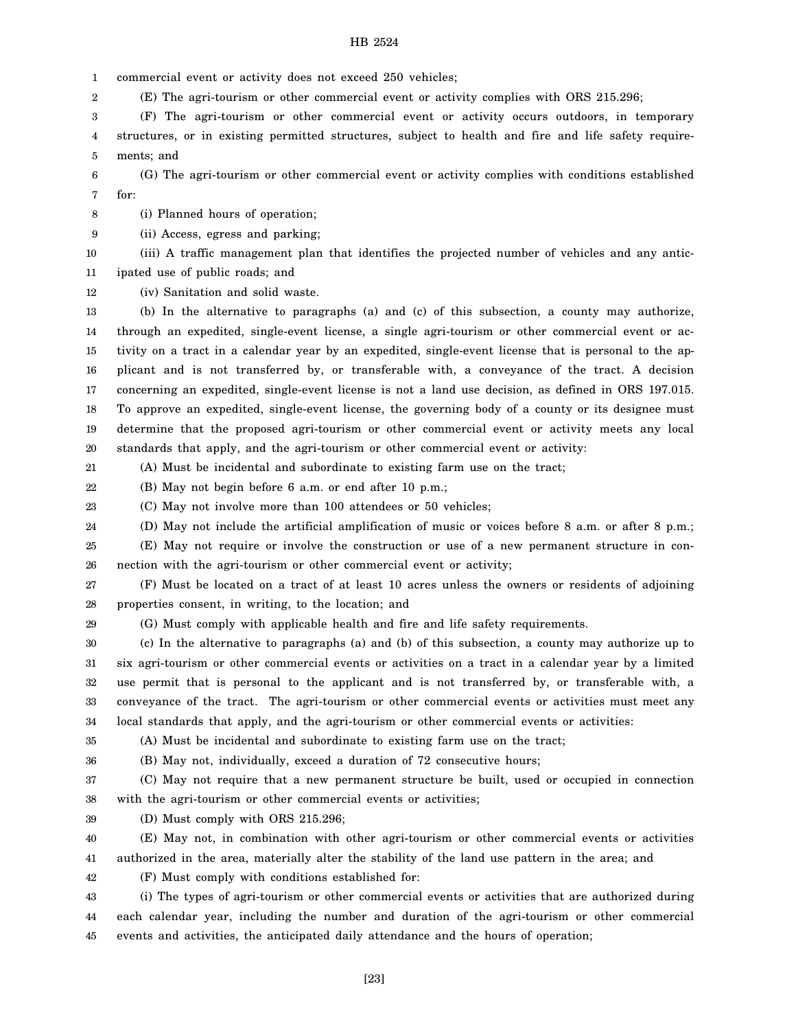commercial event or activity does not exceed 250 vehicles;

(E) The agri-tourism or other commercial event or activity complies with ORS 215.296;

(F) The agri-tourism or other commercial event or activity occurs outdoors, in temporary structures, or in existing permitted structures, subject to health and fire and life safety requirements; and

(G) The agri-tourism or other commercial event or activity complies with conditions established for:

(i) Planned hours of operation;

(ii) Access, egress and parking;

(iii) A traffic management plan that identifies the projected number of vehicles and any anticipated use of public roads; and

(iv) Sanitation and solid waste.

(b) In the alternative to paragraphs (a) and (c) of this subsection, a county may authorize, through an expedited, single-event license, a single agri-tourism or other commercial event or activity on a tract in a calendar year by an expedited, single-event license that is personal to the applicant and is not transferred by, or transferable with, a conveyance of the tract. A decision concerning an expedited, single-event license is not a land use decision, as defined in ORS 197.015. To approve an expedited, single-event license, the governing body of a county or its designee must determine that the proposed agri-tourism or other commercial event or activity meets any local standards that apply, and the agri-tourism or other commercial event or activity:

(A) Must be incidental and subordinate to existing farm use on the tract;

(B) May not begin before 6 a.m. or end after 10 p.m.;

(C) May not involve more than 100 attendees or 50 vehicles;

(D) May not include the artificial amplification of music or voices before 8 a.m. or after 8 p.m.;

(E) May not require or involve the construction or use of a new permanent structure in connection with the agri-tourism or other commercial event or activity;

(F) Must be located on a tract of at least 10 acres unless the owners or residents of adjoining properties consent, in writing, to the location; and

(G) Must comply with applicable health and fire and life safety requirements.

(c) In the alternative to paragraphs (a) and (b) of this subsection, a county may authorize up to six agri-tourism or other commercial events or activities on a tract in a calendar year by a limited use permit that is personal to the applicant and is not transferred by, or transferable with, a conveyance of the tract. The agri-tourism or other commercial events or activities must meet any local standards that apply, and the agri-tourism or other commercial events or activities:

(A) Must be incidental and subordinate to existing farm use on the tract;

(B) May not, individually, exceed a duration of 72 consecutive hours;

(C) May not require that a new permanent structure be built, used or occupied in connection with the agri-tourism or other commercial events or activities;

(D) Must comply with ORS 215.296;

(E) May not, in combination with other agri-tourism or other commercial events or activities authorized in the area, materially alter the stability of the land use pattern in the area; and

(F) Must comply with conditions established for:

(i) The types of agri-tourism or other commercial events or activities that are authorized during each calendar year, including the number and duration of the agri-tourism or other commercial events and activities, the anticipated daily attendance and the hours of operation;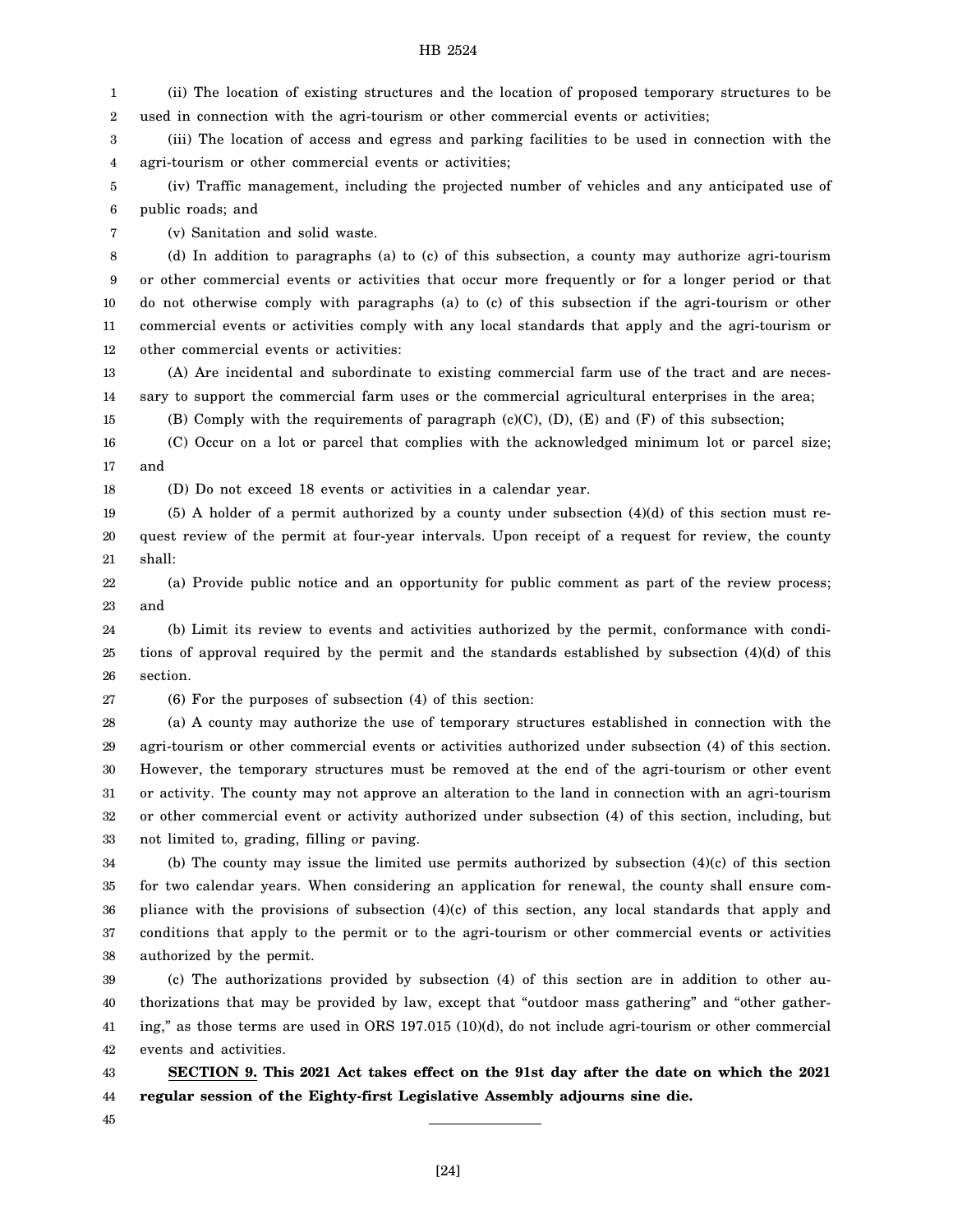(ii) The location of existing structures and the location of proposed temporary structures to be used in connection with the agri-tourism or other commercial events or activities;

(iii) The location of access and egress and parking facilities to be used in connection with the agri-tourism or other commercial events or activities;

(iv) Traffic management, including the projected number of vehicles and any anticipated use of public roads; and

(v) Sanitation and solid waste.

(d) In addition to paragraphs (a) to (c) of this subsection, a county may authorize agri-tourism or other commercial events or activities that occur more frequently or for a longer period or that do not otherwise comply with paragraphs (a) to (c) of this subsection if the agri-tourism or other commercial events or activities comply with any local standards that apply and the agri-tourism or other commercial events or activities:

(A) Are incidental and subordinate to existing commercial farm use of the tract and are necessary to support the commercial farm uses or the commercial agricultural enterprises in the area;

(B) Comply with the requirements of paragraph (c)(C), (D), (E) and (F) of this subsection;

(C) Occur on a lot or parcel that complies with the acknowledged minimum lot or parcel size; and

(D) Do not exceed 18 events or activities in a calendar year.

(5) A holder of a permit authorized by a county under subsection (4)(d) of this section must request review of the permit at four-year intervals. Upon receipt of a request for review, the county shall:

(a) Provide public notice and an opportunity for public comment as part of the review process; and

(b) Limit its review to events and activities authorized by the permit, conformance with conditions of approval required by the permit and the standards established by subsection (4)(d) of this section.

(6) For the purposes of subsection (4) of this section:

(a) A county may authorize the use of temporary structures established in connection with the agri-tourism or other commercial events or activities authorized under subsection (4) of this section. However, the temporary structures must be removed at the end of the agri-tourism or other event or activity. The county may not approve an alteration to the land in connection with an agri-tourism or other commercial event or activity authorized under subsection (4) of this section, including, but not limited to, grading, filling or paving.

(b) The county may issue the limited use permits authorized by subsection (4)(c) of this section for two calendar years. When considering an application for renewal, the county shall ensure compliance with the provisions of subsection (4)(c) of this section, any local standards that apply and conditions that apply to the permit or to the agri-tourism or other commercial events or activities authorized by the permit.

(c) The authorizations provided by subsection (4) of this section are in addition to other authorizations that may be provided by law, except that "outdoor mass gathering" and "other gathering," as those terms are used in ORS 197.015 (10)(d), do not include agri-tourism or other commercial events and activities.

**SECTION 9. This 2021 Act takes effect on the 91st day after the date on which the 2021 regular session of the Eighty-first Legislative Assembly adjourns sine die.**